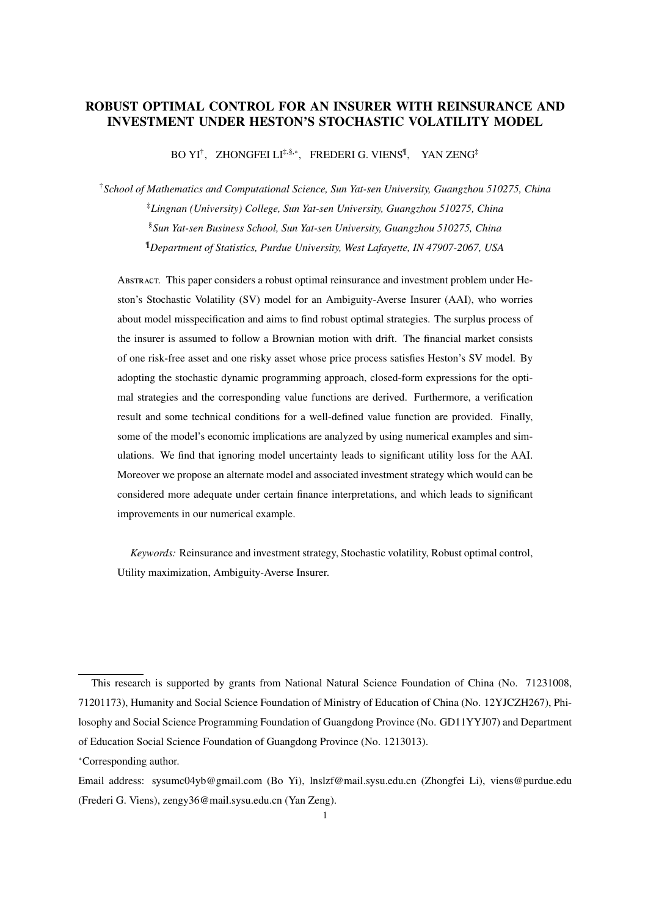# ROBUST OPTIMAL CONTROL FOR AN INSURER WITH REINSURANCE AND INVESTMENT UNDER HESTON'S STOCHASTIC VOLATILITY MODEL

BO YI[†], ZHONGFEI LI[‡,§,*], FREDERI G. VIENS[¶], YAN ZENG[‡]

[†]*School of Mathematics and Computational Science, Sun Yat-sen University, Guangzhou 510275, China*

[‡]*Lingnan (University) College, Sun Yat-sen University, Guangzhou 510275, China*

[§]*Sun Yat-sen Business School, Sun Yat-sen University, Guangzhou 510275, China*

[¶]*Department of Statistics, Purdue University, West Lafayette, IN 47907-2067, USA*

Abstract. This paper considers a robust optimal reinsurance and investment problem under Heston's Stochastic Volatility (SV) model for an Ambiguity-Averse Insurer (AAI), who worries about model misspecification and aims to find robust optimal strategies. The surplus process of the insurer is assumed to follow a Brownian motion with drift. The financial market consists of one risk-free asset and one risky asset whose price process satisfies Heston's SV model. By adopting the stochastic dynamic programming approach, closed-form expressions for the optimal strategies and the corresponding value functions are derived. Furthermore, a verification result and some technical conditions for a well-defined value function are provided. Finally, some of the model's economic implications are analyzed by using numerical examples and simulations. We find that ignoring model uncertainty leads to significant utility loss for the AAI. Moreover we propose an alternate model and associated investment strategy which would can be considered more adequate under certain finance interpretations, and which leads to significant improvements in our numerical example.

*Keywords:* Reinsurance and investment strategy, Stochastic volatility, Robust optimal control, Utility maximization, Ambiguity-Averse Insurer.

---

This research is supported by grants from National Natural Science Foundation of China (No. 71231008, 71201173), Humanity and Social Science Foundation of Ministry of Education of China (No. 12YJCZH267), Philosophy and Social Science Programming Foundation of Guangdong Province (No. GD11YYJ07) and Department of Education Social Science Foundation of Guangdong Province (No. 1213013).

*Corresponding author.

Email address: sysumc04yb@gmail.com (Bo Yi), lnslzf@mail.sysu.edu.cn (Zhongfei Li), viens@purdue.edu (Frederi G. Viens), zengy36@mail.sysu.edu.cn (Yan Zeng).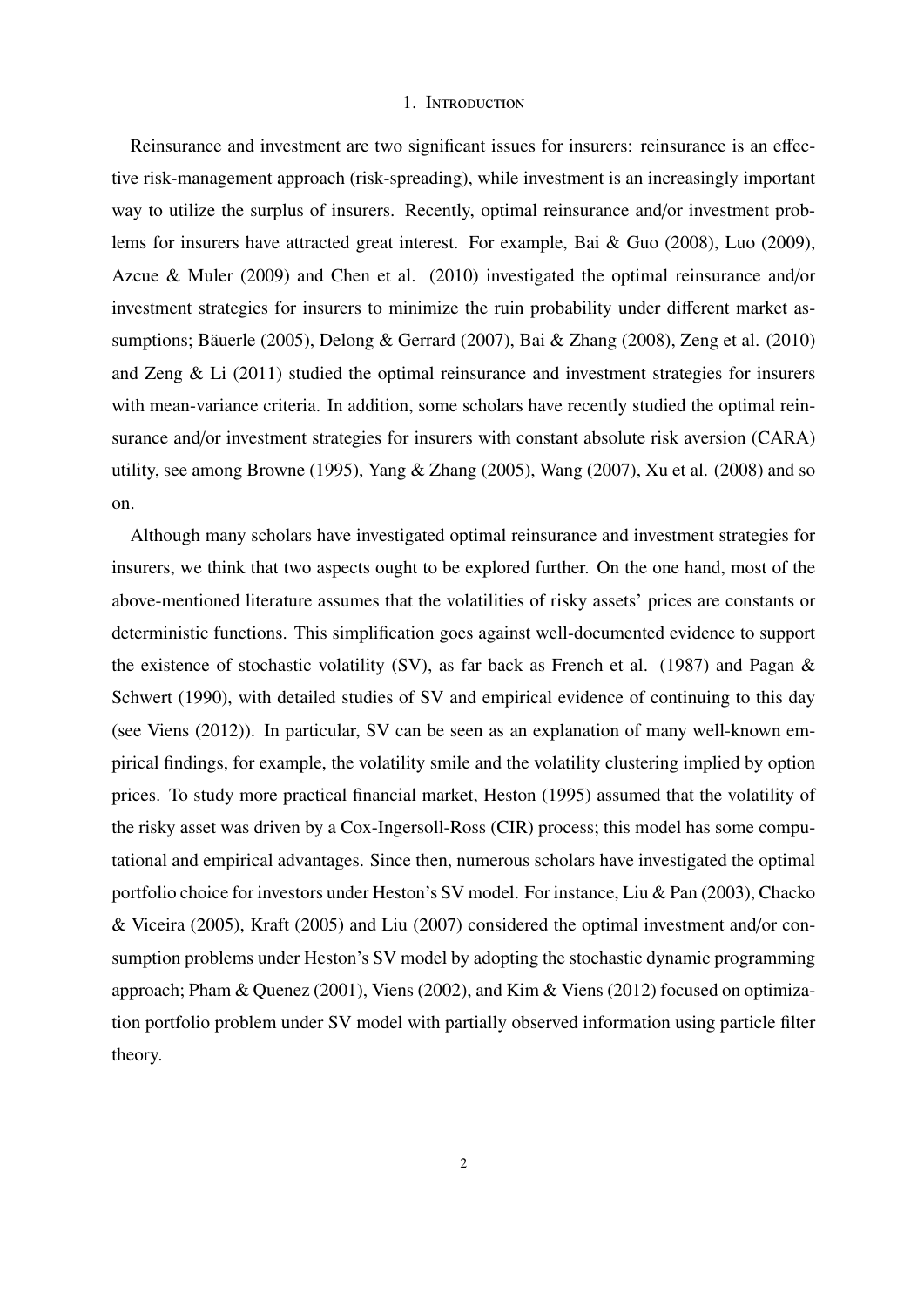## 1. Introduction

Reinsurance and investment are two significant issues for insurers: reinsurance is an effective risk-management approach (risk-spreading), while investment is an increasingly important way to utilize the surplus of insurers. Recently, optimal reinsurance and/or investment problems for insurers have attracted great interest. For example, Bai & Guo (2008), Luo (2009), Azcue & Muler (2009) and Chen et al. (2010) investigated the optimal reinsurance and/or investment strategies for insurers to minimize the ruin probability under different market assumptions; Bäuerle (2005), Delong & Gerrard (2007), Bai & Zhang (2008), Zeng et al. (2010) and Zeng & Li (2011) studied the optimal reinsurance and investment strategies for insurers with mean-variance criteria. In addition, some scholars have recently studied the optimal reinsurance and/or investment strategies for insurers with constant absolute risk aversion (CARA) utility, see among Browne (1995), Yang & Zhang (2005), Wang (2007), Xu et al. (2008) and so on.

Although many scholars have investigated optimal reinsurance and investment strategies for insurers, we think that two aspects ought to be explored further. On the one hand, most of the above-mentioned literature assumes that the volatilities of risky assets' prices are constants or deterministic functions. This simplification goes against well-documented evidence to support the existence of stochastic volatility (SV), as far back as French et al. (1987) and Pagan & Schwert (1990), with detailed studies of SV and empirical evidence of continuing to this day (see Viens (2012)). In particular, SV can be seen as an explanation of many well-known empirical findings, for example, the volatility smile and the volatility clustering implied by option prices. To study more practical financial market, Heston (1995) assumed that the volatility of the risky asset was driven by a Cox-Ingersoll-Ross (CIR) process; this model has some computational and empirical advantages. Since then, numerous scholars have investigated the optimal portfolio choice for investors under Heston's SV model. For instance, Liu & Pan (2003), Chacko & Viceira (2005), Kraft (2005) and Liu (2007) considered the optimal investment and/or consumption problems under Heston's SV model by adopting the stochastic dynamic programming approach; Pham & Quenez (2001), Viens (2002), and Kim & Viens (2012) focused on optimization portfolio problem under SV model with partially observed information using particle filter theory.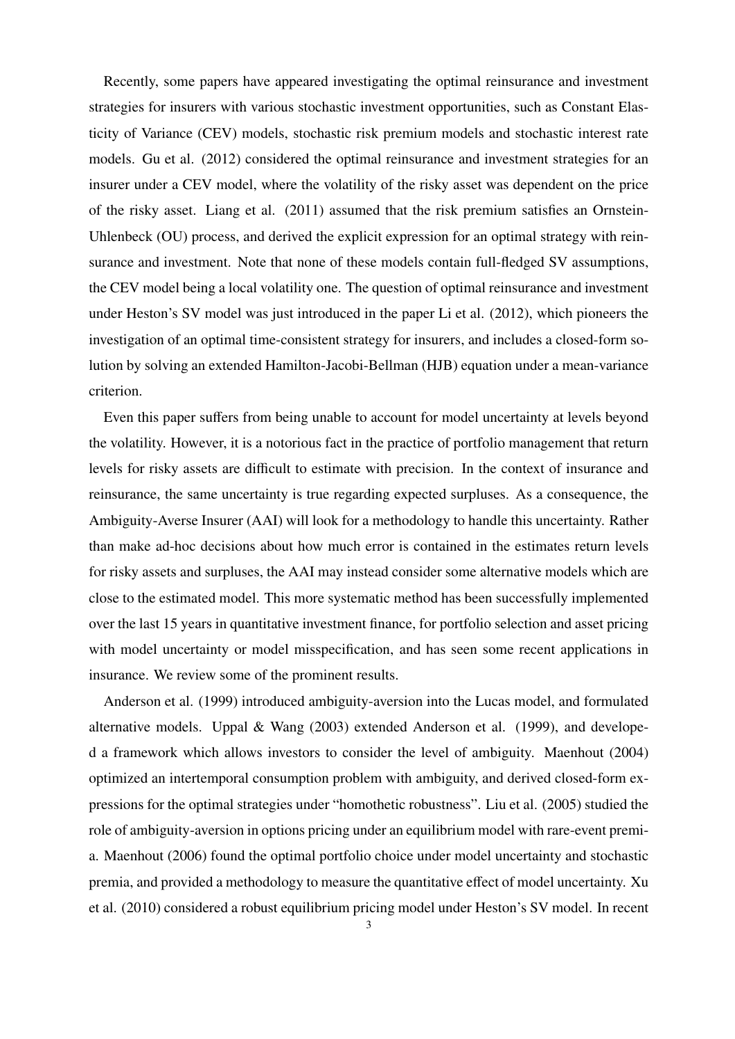Recently, some papers have appeared investigating the optimal reinsurance and investment strategies for insurers with various stochastic investment opportunities, such as Constant Elasticity of Variance (CEV) models, stochastic risk premium models and stochastic interest rate models. Gu et al. (2012) considered the optimal reinsurance and investment strategies for an insurer under a CEV model, where the volatility of the risky asset was dependent on the price of the risky asset. Liang et al. (2011) assumed that the risk premium satisfies an Ornstein-Uhlenbeck (OU) process, and derived the explicit expression for an optimal strategy with reinsurance and investment. Note that none of these models contain full-fledged SV assumptions, the CEV model being a local volatility one. The question of optimal reinsurance and investment under Heston's SV model was just introduced in the paper Li et al. (2012), which pioneers the investigation of an optimal time-consistent strategy for insurers, and includes a closed-form solution by solving an extended Hamilton-Jacobi-Bellman (HJB) equation under a mean-variance criterion.

Even this paper suffers from being unable to account for model uncertainty at levels beyond the volatility. However, it is a notorious fact in the practice of portfolio management that return levels for risky assets are difficult to estimate with precision. In the context of insurance and reinsurance, the same uncertainty is true regarding expected surpluses. As a consequence, the Ambiguity-Averse Insurer (AAI) will look for a methodology to handle this uncertainty. Rather than make ad-hoc decisions about how much error is contained in the estimates return levels for risky assets and surpluses, the AAI may instead consider some alternative models which are close to the estimated model. This more systematic method has been successfully implemented over the last 15 years in quantitative investment finance, for portfolio selection and asset pricing with model uncertainty or model misspecification, and has seen some recent applications in insurance. We review some of the prominent results.

Anderson et al. (1999) introduced ambiguity-aversion into the Lucas model, and formulated alternative models. Uppal & Wang (2003) extended Anderson et al. (1999), and developed a framework which allows investors to consider the level of ambiguity. Maenhout (2004) optimized an intertemporal consumption problem with ambiguity, and derived closed-form expressions for the optimal strategies under "homothetic robustness". Liu et al. (2005) studied the role of ambiguity-aversion in options pricing under an equilibrium model with rare-event premia. Maenhout (2006) found the optimal portfolio choice under model uncertainty and stochastic premia, and provided a methodology to measure the quantitative effect of model uncertainty. Xu et al. (2010) considered a robust equilibrium pricing model under Heston's SV model. In recent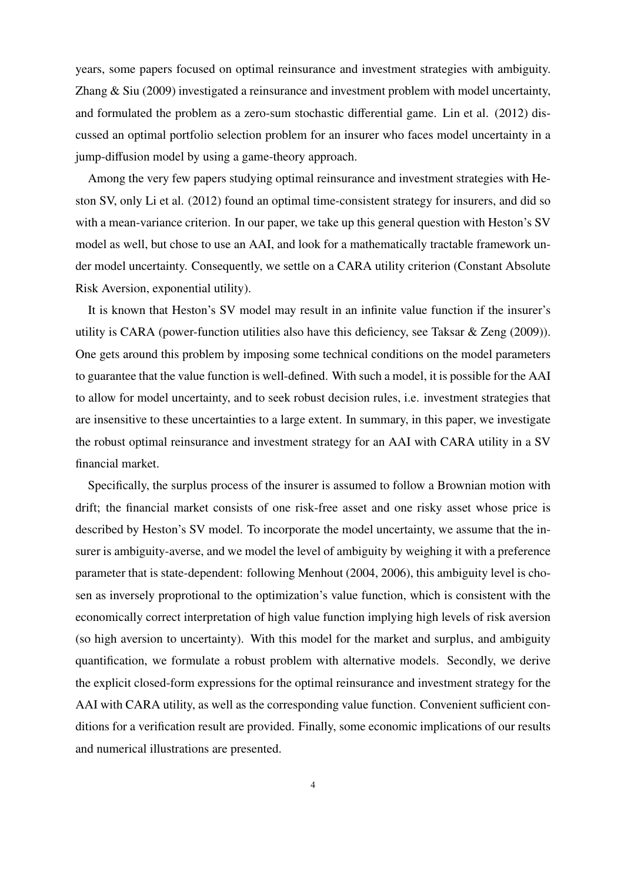years, some papers focused on optimal reinsurance and investment strategies with ambiguity. Zhang & Siu (2009) investigated a reinsurance and investment problem with model uncertainty, and formulated the problem as a zero-sum stochastic differential game. Lin et al. (2012) discussed an optimal portfolio selection problem for an insurer who faces model uncertainty in a jump-diffusion model by using a game-theory approach.

Among the very few papers studying optimal reinsurance and investment strategies with Heston SV, only Li et al. (2012) found an optimal time-consistent strategy for insurers, and did so with a mean-variance criterion. In our paper, we take up this general question with Heston's SV model as well, but chose to use an AAI, and look for a mathematically tractable framework under model uncertainty. Consequently, we settle on a CARA utility criterion (Constant Absolute Risk Aversion, exponential utility).

It is known that Heston's SV model may result in an infinite value function if the insurer's utility is CARA (power-function utilities also have this deficiency, see Taksar & Zeng (2009)). One gets around this problem by imposing some technical conditions on the model parameters to guarantee that the value function is well-defined. With such a model, it is possible for the AAI to allow for model uncertainty, and to seek robust decision rules, i.e. investment strategies that are insensitive to these uncertainties to a large extent. In summary, in this paper, we investigate the robust optimal reinsurance and investment strategy for an AAI with CARA utility in a SV financial market.

Specifically, the surplus process of the insurer is assumed to follow a Brownian motion with drift; the financial market consists of one risk-free asset and one risky asset whose price is described by Heston's SV model. To incorporate the model uncertainty, we assume that the insurer is ambiguity-averse, and we model the level of ambiguity by weighing it with a preference parameter that is state-dependent: following Menhout (2004, 2006), this ambiguity level is chosen as inversely proprotional to the optimization's value function, which is consistent with the economically correct interpretation of high value function implying high levels of risk aversion (so high aversion to uncertainty). With this model for the market and surplus, and ambiguity quantification, we formulate a robust problem with alternative models. Secondly, we derive the explicit closed-form expressions for the optimal reinsurance and investment strategy for the AAI with CARA utility, as well as the corresponding value function. Convenient sufficient conditions for a verification result are provided. Finally, some economic implications of our results and numerical illustrations are presented.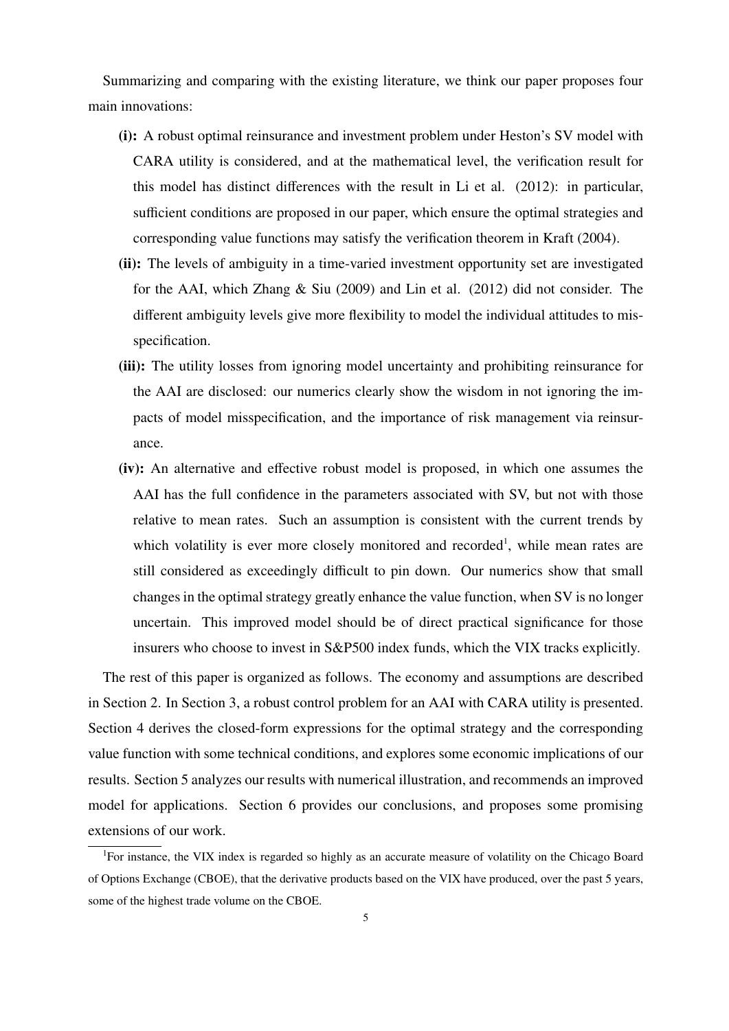Summarizing and comparing with the existing literature, we think our paper proposes four main innovations:

**(i):** A robust optimal reinsurance and investment problem under Heston's SV model with CARA utility is considered, and at the mathematical level, the verification result for this model has distinct differences with the result in Li et al. (2012): in particular, sufficient conditions are proposed in our paper, which ensure the optimal strategies and corresponding value functions may satisfy the verification theorem in Kraft (2004).

**(ii):** The levels of ambiguity in a time-varied investment opportunity set are investigated for the AAI, which Zhang & Siu (2009) and Lin et al. (2012) did not consider. The different ambiguity levels give more flexibility to model the individual attitudes to misspecification.

**(iii):** The utility losses from ignoring model uncertainty and prohibiting reinsurance for the AAI are disclosed: our numerics clearly show the wisdom in not ignoring the impacts of model misspecification, and the importance of risk management via reinsurance.

**(iv):** An alternative and effective robust model is proposed, in which one assumes the AAI has the full confidence in the parameters associated with SV, but not with those relative to mean rates. Such an assumption is consistent with the current trends by which volatility is ever more closely monitored and recorded[1], while mean rates are still considered as exceedingly difficult to pin down. Our numerics show that small changes in the optimal strategy greatly enhance the value function, when SV is no longer uncertain. This improved model should be of direct practical significance for those insurers who choose to invest in S&P500 index funds, which the VIX tracks explicitly.

The rest of this paper is organized as follows. The economy and assumptions are described in Section 2. In Section 3, a robust control problem for an AAI with CARA utility is presented. Section 4 derives the closed-form expressions for the optimal strategy and the corresponding value function with some technical conditions, and explores some economic implications of our results. Section 5 analyzes our results with numerical illustration, and recommends an improved model for applications. Section 6 provides our conclusions, and proposes some promising extensions of our work.

[1] For instance, the VIX index is regarded so highly as an accurate measure of volatility on the Chicago Board of Options Exchange (CBOE), that the derivative products based on the VIX have produced, over the past 5 years, some of the highest trade volume on the CBOE.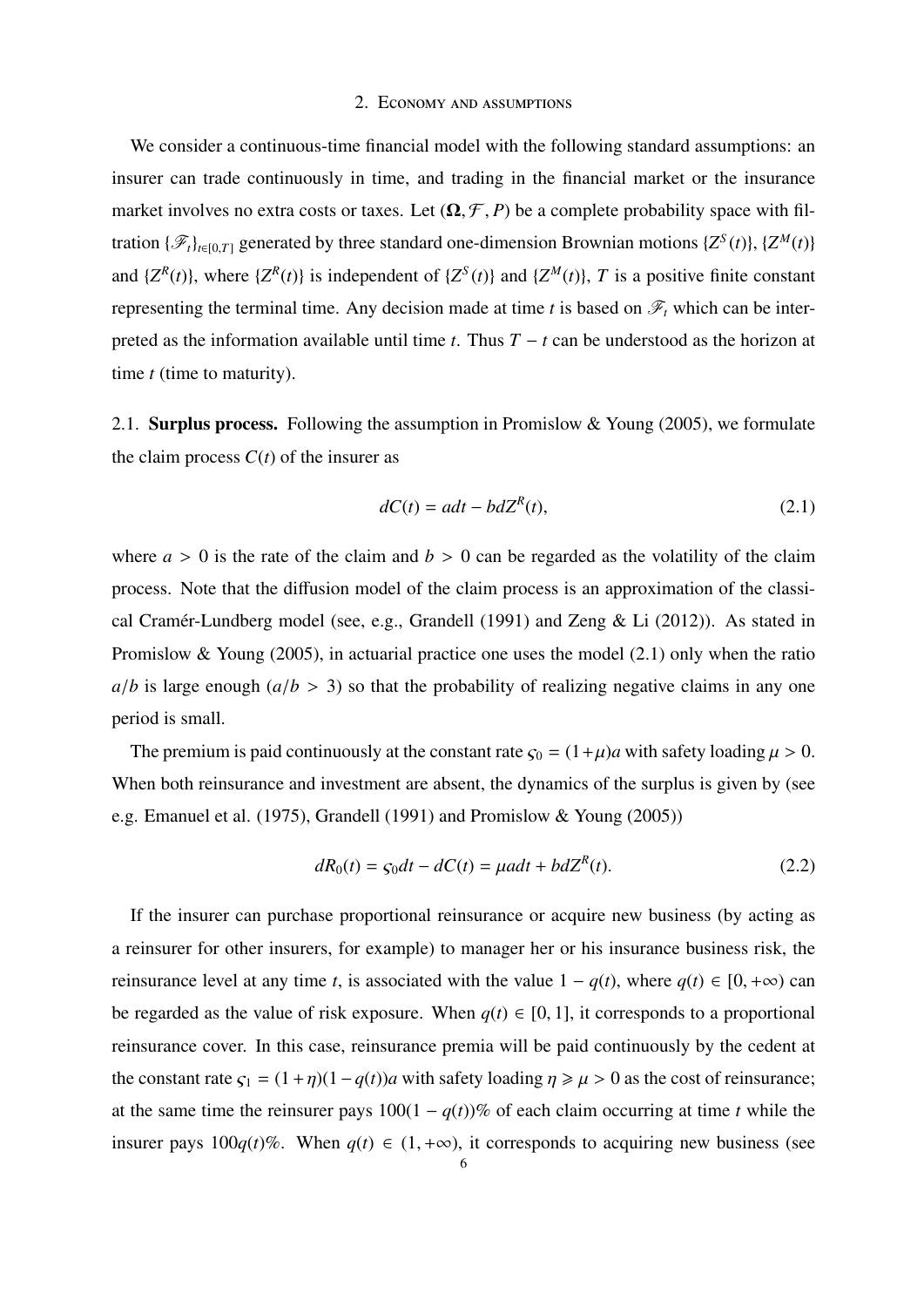## 2. Economy and assumptions

We consider a continuous-time financial model with the following standard assumptions: an insurer can trade continuously in time, and trading in the financial market or the insurance market involves no extra costs or taxes. Let $(\Omega, \mathcal{F}, P)$ be a complete probability space with filtration $\{\mathscr{F}_t\}_{t\in[0,T]}$ generated by three standard one-dimension Brownian motions $\{Z^S(t)\}$, $\{Z^M(t)\}$ and $\{Z^R(t)\}$, where $\{Z^R(t)\}$ is independent of $\{Z^S(t)\}$ and $\{Z^M(t)\}$, $T$ is a positive finite constant representing the terminal time. Any decision made at time $t$ is based on $\mathscr{F}_t$ which can be interpreted as the information available until time $t$. Thus $T - t$ can be understood as the horizon at time $t$ (time to maturity).

### 2.1. Surplus process.

Following the assumption in Promislow & Young (2005), we formulate the claim process $C(t)$ of the insurer as

$$dC(t) = adt - bdZ^R(t), \tag{2.1}$$

where $a > 0$ is the rate of the claim and $b > 0$ can be regarded as the volatility of the claim process. Note that the diffusion model of the claim process is an approximation of the classical Cramér-Lundberg model (see, e.g., Grandell (1991) and Zeng & Li (2012)). As stated in Promislow & Young (2005), in actuarial practice one uses the model (2.1) only when the ratio $a/b$ is large enough ($a/b > 3$) so that the probability of realizing negative claims in any one period is small.

The premium is paid continuously at the constant rate $\varsigma_0 = (1+\mu)a$ with safety loading $\mu > 0$. When both reinsurance and investment are absent, the dynamics of the surplus is given by (see e.g. Emanuel et al. (1975), Grandell (1991) and Promislow & Young (2005))

$$dR_0(t) = \varsigma_0 dt - dC(t) = \mu a dt + bdZ^R(t). \tag{2.2}$$

If the insurer can purchase proportional reinsurance or acquire new business (by acting as a reinsurer for other insurers, for example) to manager her or his insurance business risk, the reinsurance level at any time $t$, is associated with the value $1 - q(t)$, where $q(t) \in [0, +\infty)$ can be regarded as the value of risk exposure. When $q(t) \in [0, 1]$, it corresponds to a proportional reinsurance cover. In this case, reinsurance premia will be paid continuously by the cedent at the constant rate $\varsigma_1 = (1+\eta)(1-q(t))a$ with safety loading $\eta \geqslant \mu > 0$ as the cost of reinsurance; at the same time the reinsurer pays $100(1 - q(t))\%$ of each claim occurring at time $t$ while the insurer pays $100q(t)\%$. When $q(t) \in (1, +\infty)$, it corresponds to acquiring new business (see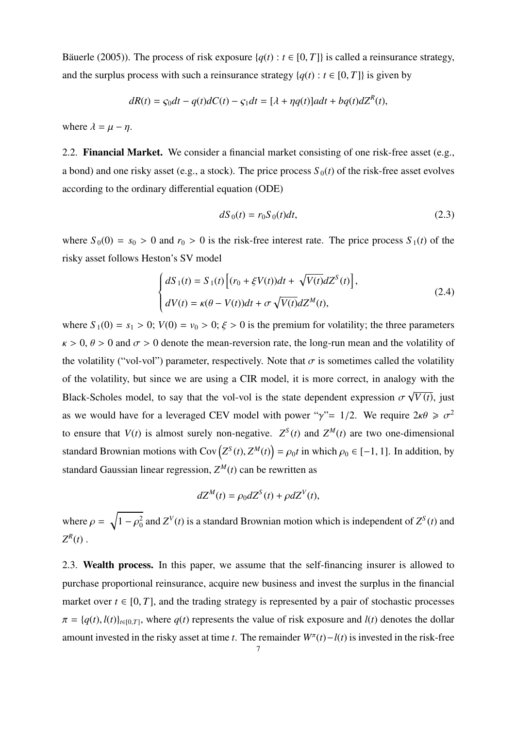Bäuerle (2005)). The process of risk exposure $\{q(t) : t \in [0, T]\}$ is called a reinsurance strategy, and the surplus process with such a reinsurance strategy $\{q(t) : t \in [0, T]\}$ is given by

$$dR(t) = \varsigma_0 dt - q(t)dC(t) - \varsigma_1 dt = [\lambda + \eta q(t)]a dt + bq(t)dZ^R(t),$$

where $\lambda = \mu - \eta$.

2.2. **Financial Market.** We consider a financial market consisting of one risk-free asset (e.g., a bond) and one risky asset (e.g., a stock). The price process $S_0(t)$ of the risk-free asset evolves according to the ordinary differential equation (ODE)

$$dS_0(t) = r_0 S_0(t)dt, \tag{2.3}$$

where $S_0(0) = s_0 > 0$ and $r_0 > 0$ is the risk-free interest rate. The price process $S_1(t)$ of the risky asset follows Heston's SV model

$$\begin{cases} dS_1(t) = S_1(t)\left[(r_0 + \xi V(t))dt + \sqrt{V(t)}dZ^S(t)\right], \\ dV(t) = \kappa(\theta - V(t))dt + \sigma\sqrt{V(t)}dZ^M(t), \end{cases} \tag{2.4}$$

where $S_1(0) = s_1 > 0$; $V(0) = v_0 > 0$; $\xi > 0$ is the premium for volatility; the three parameters $\kappa > 0$, $\theta > 0$ and $\sigma > 0$ denote the mean-reversion rate, the long-run mean and the volatility of the volatility ("vol-vol") parameter, respectively. Note that $\sigma$ is sometimes called the volatility of the volatility, but since we are using a CIR model, it is more correct, in analogy with the Black-Scholes model, to say that the vol-vol is the state dependent expression $\sigma\sqrt{V(t)}$, just as we would have for a leveraged CEV model with power "$\gamma$"= $1/2$. We require $2\kappa\theta \geqslant \sigma^2$ to ensure that $V(t)$ is almost surely non-negative. $Z^S(t)$ and $Z^M(t)$ are two one-dimensional standard Brownian motions with $\text{Cov}\left(Z^S(t), Z^M(t)\right) = \rho_0 t$ in which $\rho_0 \in [-1, 1]$. In addition, by standard Gaussian linear regression, $Z^M(t)$ can be rewritten as

$$dZ^M(t) = \rho_0 dZ^S(t) + \rho dZ^V(t),$$

where $\rho = \sqrt{1 - \rho_0^2}$ and $Z^V(t)$ is a standard Brownian motion which is independent of $Z^S(t)$ and $Z^R(t)$ .

2.3. **Wealth process.** In this paper, we assume that the self-financing insurer is allowed to purchase proportional reinsurance, acquire new business and invest the surplus in the financial market over $t \in [0, T]$, and the trading strategy is represented by a pair of stochastic processes $\pi = \{q(t), l(t)\}_{t \in [0,T]}$, where $q(t)$ represents the value of risk exposure and $l(t)$ denotes the dollar amount invested in the risky asset at time $t$. The remainder $W^\pi(t) - l(t)$ is invested in the risk-free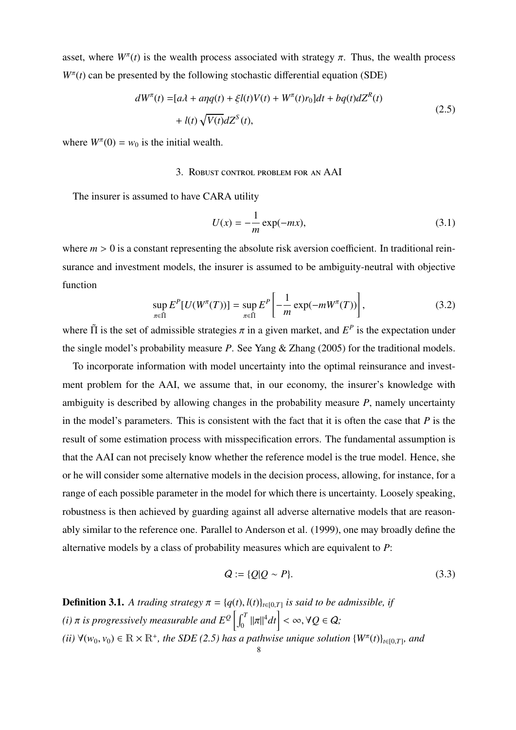asset, where $W^{\pi}(t)$ is the wealth process associated with strategy $\pi$. Thus, the wealth process $W^{\pi}(t)$ can be presented by the following stochastic differential equation (SDE)

$$
\begin{aligned}
dW^{\pi}(t) =& [a\lambda + a\eta q(t) + \xi l(t)V(t) + W^{\pi}(t)r_0]dt + bq(t)dZ^{R}(t) \\
&+ l(t)\sqrt{V(t)}dZ^{S}(t),
\end{aligned}
\tag{2.5}
$$

where $W^{\pi}(0) = w_0$ is the initial wealth.

## 3. Robust control problem for an AAI

The insurer is assumed to have CARA utility

$$
U(x) = -\frac{1}{m}\exp(-mx), \tag{3.1}
$$

where $m > 0$ is a constant representing the absolute risk aversion coefficient. In traditional reinsurance and investment models, the insurer is assumed to be ambiguity-neutral with objective function

$$
\sup_{\pi\in\tilde{\Pi}} E^{P}[U(W^{\pi}(T))] = \sup_{\pi\in\tilde{\Pi}} E^{P}\left[-\frac{1}{m}\exp(-mW^{\pi}(T))\right], \tag{3.2}
$$

where $\tilde{\Pi}$ is the set of admissible strategies $\pi$ in a given market, and $E^{P}$ is the expectation under the single model's probability measure $P$. See Yang & Zhang (2005) for the traditional models.

To incorporate information with model uncertainty into the optimal reinsurance and investment problem for the AAI, we assume that, in our economy, the insurer's knowledge with ambiguity is described by allowing changes in the probability measure $P$, namely uncertainty in the model's parameters. This is consistent with the fact that it is often the case that $P$ is the result of some estimation process with misspecification errors. The fundamental assumption is that the AAI can not precisely know whether the reference model is the true model. Hence, she or he will consider some alternative models in the decision process, allowing, for instance, for a range of each possible parameter in the model for which there is uncertainty. Loosely speaking, robustness is then achieved by guarding against all adverse alternative models that are reasonably similar to the reference one. Parallel to Anderson et al. (1999), one may broadly define the alternative models by a class of probability measures which are equivalent to $P$:

$$
\mathcal{Q} := \{Q | Q \sim P\}. \tag{3.3}
$$

**Definition 3.1.** *A trading strategy* $\pi = \{q(t), l(t)\}_{t\in[0,T]}$ *is said to be admissible, if*
*(i)* $\pi$ *is progressively measurable and* $E^{Q}\left[\int_0^T \|\pi\|^4 dt\right] < \infty, \forall Q \in \mathcal{Q}$*;*
*(ii)* $\forall (w_0, v_0) \in \mathbb{R} \times \mathbb{R}^{+}$*, the SDE (2.5) has a pathwise unique solution* $\{W^{\pi}(t)\}_{t\in[0,T]}$*, and*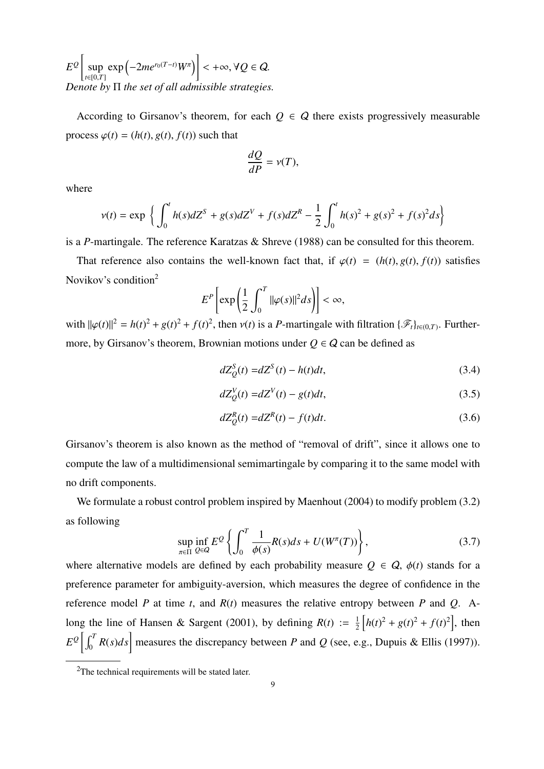$E^Q\left[\sup_{t\in[0,T]} \exp\left(-2me^{r_0(T-t)}W^\pi\right)\right] < +\infty, \forall Q \in \mathcal{Q}$.
*Denote by* $\Pi$ *the set of all admissible strategies.*

According to Girsanov's theorem, for each $Q \in \mathcal{Q}$ there exists progressively measurable process $\varphi(t) = (h(t), g(t), f(t))$ such that

$$\frac{dQ}{dP} = \nu(T),$$

where

$$\nu(t) = \exp\left\{ \int_0^t h(s)dZ^S + g(s)dZ^V + f(s)dZ^R - \frac{1}{2}\int_0^t h(s)^2 + g(s)^2 + f(s)^2 ds\right\}$$

is a $P$-martingale. The reference Karatzas & Shreve (1988) can be consulted for this theorem.

That reference also contains the well-known fact that, if $\varphi(t) = (h(t), g(t), f(t))$ satisfies Novikov's condition[2]

$$E^P\left[\exp\left(\frac{1}{2}\int_0^T \|\varphi(s)\|^2 ds\right)\right] < \infty,$$

with $\|\varphi(t)\|^2 = h(t)^2 + g(t)^2 + f(t)^2$, then $\nu(t)$ is a $P$-martingale with filtration $\{\mathscr{F}_t\}_{t\in(0,T)}$. Furthermore, by Girsanov's theorem, Brownian motions under $Q \in \mathcal{Q}$ can be defined as

$$dZ_Q^S(t) = dZ^S(t) - h(t)dt, \tag{3.4}$$

$$dZ_Q^V(t) = dZ^V(t) - g(t)dt, \tag{3.5}$$

$$dZ_Q^R(t) = dZ^R(t) - f(t)dt. \tag{3.6}$$

Girsanov's theorem is also known as the method of "removal of drift", since it allows one to compute the law of a multidimensional semimartingale by comparing it to the same model with no drift components.

We formulate a robust control problem inspired by Maenhout (2004) to modify problem (3.2) as following

$$\sup_{\pi\in\Pi}\inf_{Q\in\mathcal{Q}} E^Q\left\{\int_0^T \frac{1}{\phi(s)}R(s)ds + U(W^\pi(T))\right\}, \tag{3.7}$$

where alternative models are defined by each probability measure $Q \in \mathcal{Q}$, $\phi(t)$ stands for a preference parameter for ambiguity-aversion, which measures the degree of confidence in the reference model $P$ at time $t$, and $R(t)$ measures the relative entropy between $P$ and $Q$. Along the line of Hansen & Sargent (2001), by defining $R(t) := \frac{1}{2}\left[h(t)^2 + g(t)^2 + f(t)^2\right]$, then $E^Q\left[\int_0^T R(s)ds\right]$ measures the discrepancy between $P$ and $Q$ (see, e.g., Dupuis & Ellis (1997)).

[2] The technical requirements will be stated later.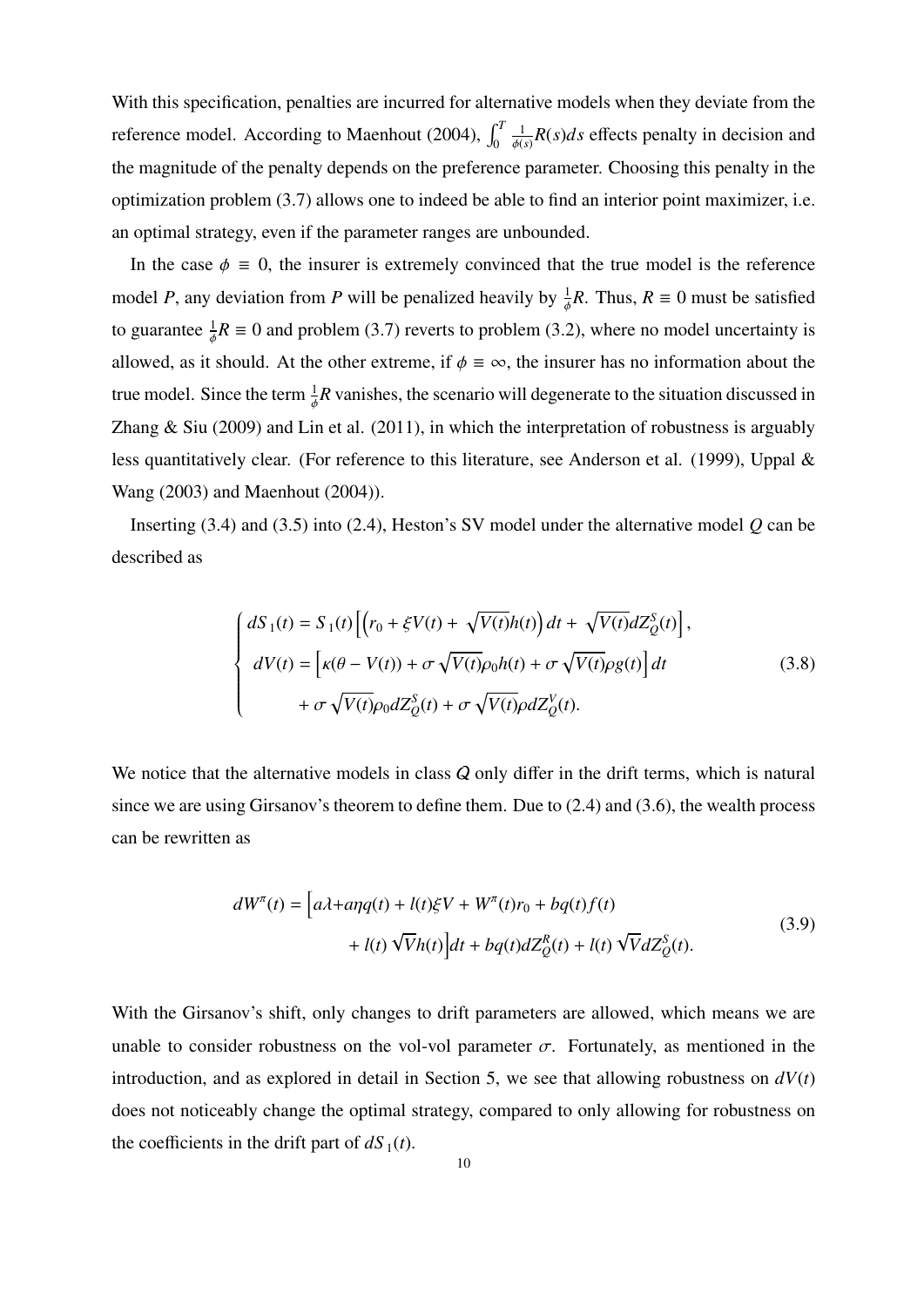With this specification, penalties are incurred for alternative models when they deviate from the reference model. According to Maenhout (2004), $\int_0^T \frac{1}{\phi(s)} R(s)ds$ effects penalty in decision and the magnitude of the penalty depends on the preference parameter. Choosing this penalty in the optimization problem (3.7) allows one to indeed be able to find an interior point maximizer, i.e. an optimal strategy, even if the parameter ranges are unbounded.

In the case $\phi \equiv 0$, the insurer is extremely convinced that the true model is the reference model $P$, any deviation from $P$ will be penalized heavily by $\frac{1}{\phi}R$. Thus, $R \equiv 0$ must be satisfied to guarantee $\frac{1}{\phi}R \equiv 0$ and problem (3.7) reverts to problem (3.2), where no model uncertainty is allowed, as it should. At the other extreme, if $\phi \equiv \infty$, the insurer has no information about the true model. Since the term $\frac{1}{\phi}R$ vanishes, the scenario will degenerate to the situation discussed in Zhang & Siu (2009) and Lin et al. (2011), in which the interpretation of robustness is arguably less quantitatively clear. (For reference to this literature, see Anderson et al. (1999), Uppal & Wang (2003) and Maenhout (2004)).

Inserting (3.4) and (3.5) into (2.4), Heston's SV model under the alternative model $Q$ can be described as

$$
\begin{cases}
dS_1(t) = S_1(t)\left[\left(r_0 + \xi V(t) + \sqrt{V(t)}h(t)\right)dt + \sqrt{V(t)}dZ_Q^S(t)\right], \\
dV(t) = \left[\kappa(\theta - V(t)) + \sigma\sqrt{V(t)}\rho_0 h(t) + \sigma\sqrt{V(t)}\rho g(t)\right]dt \\
\qquad\qquad + \sigma\sqrt{V(t)}\rho_0 dZ_Q^S(t) + \sigma\sqrt{V(t)}\rho dZ_Q^V(t).
\end{cases}
\tag{3.8}
$$

We notice that the alternative models in class $\mathcal{Q}$ only differ in the drift terms, which is natural since we are using Girsanov's theorem to define them. Due to (2.4) and (3.6), the wealth process can be rewritten as

$$
\begin{aligned}
dW^\pi(t) = \Big[a\lambda + a\eta q(t) + l(t)\xi V + W^\pi(t)r_0 + bq(t)f(t) \\
+ l(t)\sqrt{V}h(t)\Big]dt + bq(t)dZ_Q^R(t) + l(t)\sqrt{V}dZ_Q^S(t).
\end{aligned}
\tag{3.9}
$$

With the Girsanov's shift, only changes to drift parameters are allowed, which means we are unable to consider robustness on the vol-vol parameter $\sigma$. Fortunately, as mentioned in the introduction, and as explored in detail in Section 5, we see that allowing robustness on $dV(t)$ does not noticeably change the optimal strategy, compared to only allowing for robustness on the coefficients in the drift part of $dS_1(t)$.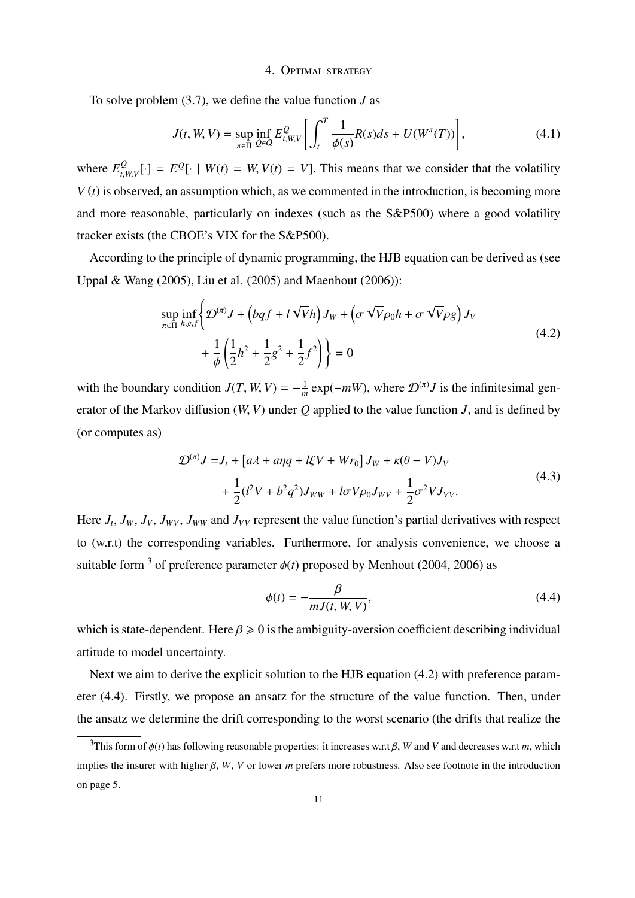# 4. Optimal strategy

To solve problem (3.7), we define the value function $J$ as

$$
J(t, W, V) = \sup_{\pi \in \Pi} \inf_{Q \in \mathcal{Q}} E^{Q}_{t,W,V}\left[\int_t^T \frac{1}{\phi(s)} R(s) ds + U(W^{\pi}(T))\right], \tag{4.1}
$$

where $E^{Q}_{t,W,V}[\cdot] = E^{Q}[\cdot \mid W(t) = W, V(t) = V]$. This means that we consider that the volatility $V(t)$ is observed, an assumption which, as we commented in the introduction, is becoming more and more reasonable, particularly on indexes (such as the S&P500) where a good volatility tracker exists (the CBOE's VIX for the S&P500).

According to the principle of dynamic programming, the HJB equation can be derived as (see Uppal & Wang (2005), Liu et al. (2005) and Maenhout (2006)):

$$
\begin{aligned}
\sup_{\pi \in \Pi} \inf_{h,g,f} \Bigg\{ & \mathcal{D}^{(\pi)} J + \left(bqf + l\sqrt{V}h\right) J_W + \left(\sigma\sqrt{V}\rho_0 h + \sigma\sqrt{V}\rho g\right) J_V \\
& + \frac{1}{\phi}\left(\frac{1}{2}h^2 + \frac{1}{2}g^2 + \frac{1}{2}f^2\right)\Bigg\} = 0
\end{aligned} \tag{4.2}
$$

with the boundary condition $J(T, W, V) = -\frac{1}{m}\exp(-mW)$, where $\mathcal{D}^{(\pi)}J$ is the infinitesimal generator of the Markov diffusion $(W, V)$ under $Q$ applied to the value function $J$, and is defined by (or computes as)

$$
\begin{aligned}
\mathcal{D}^{(\pi)} J = & J_t + \left[a\lambda + a\eta q + l\xi V + W r_0\right] J_W + \kappa(\theta - V) J_V \\
& + \frac{1}{2}(l^2 V + b^2 q^2) J_{WW} + l\sigma V \rho_0 J_{WV} + \frac{1}{2}\sigma^2 V J_{VV}.
\end{aligned} \tag{4.3}
$$

Here $J_t$, $J_W$, $J_V$, $J_{WV}$, $J_{WW}$ and $J_{VV}$ represent the value function's partial derivatives with respect to (w.r.t) the corresponding variables. Furthermore, for analysis convenience, we choose a suitable form [3] of preference parameter $\phi(t)$ proposed by Menhout (2004, 2006) as

$$
\phi(t) = -\frac{\beta}{mJ(t, W, V)}, \tag{4.4}
$$

which is state-dependent. Here $\beta \geqslant 0$ is the ambiguity-aversion coefficient describing individual attitude to model uncertainty.

Next we aim to derive the explicit solution to the HJB equation (4.2) with preference parameter (4.4). Firstly, we propose an ansatz for the structure of the value function. Then, under the ansatz we determine the drift corresponding to the worst scenario (the drifts that realize the

---

[3] This form of $\phi(t)$ has following reasonable properties: it increases w.r.t $\beta$, $W$ and $V$ and decreases w.r.t $m$, which implies the insurer with higher $\beta$, $W$, $V$ or lower $m$ prefers more robustness. Also see footnote in the introduction on page 5.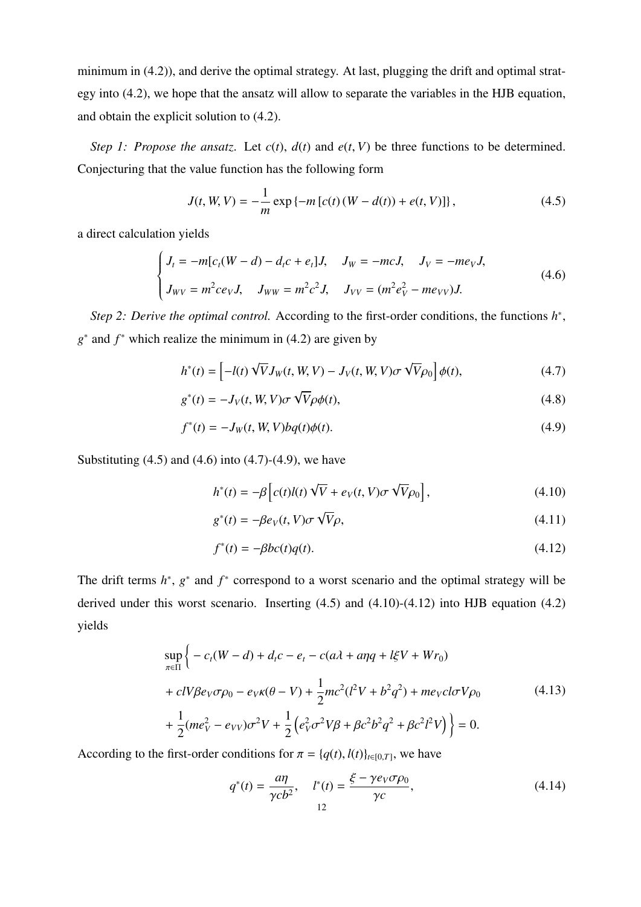minimum in (4.2)), and derive the optimal strategy. At last, plugging the drift and optimal strategy into (4.2), we hope that the ansatz will allow to separate the variables in the HJB equation, and obtain the explicit solution to (4.2).

*Step 1: Propose the ansatz.* Let $c(t)$, $d(t)$ and $e(t,V)$ be three functions to be determined. Conjecturing that the value function has the following form

$$J(t,W,V) = -\frac{1}{m}\exp\left\{-m\left[c(t)\left(W-d(t)\right)+e(t,V)\right]\right\}, \tag{4.5}$$

a direct calculation yields

$$\begin{cases} J_t = -m[c_t(W-d)-d_tc+e_t]J, \quad J_W = -mcJ, \quad J_V = -me_VJ, \\ J_{WV} = m^2ce_VJ, \quad J_{WW} = m^2c^2J, \quad J_{VV} = (m^2e_V^2 - me_{VV})J. \end{cases} \tag{4.6}$$

*Step 2: Derive the optimal control.* According to the first-order conditions, the functions $h^*$, $g^*$ and $f^*$ which realize the minimum in (4.2) are given by

$$h^*(t) = \left[-l(t)\sqrt{V}J_W(t,W,V) - J_V(t,W,V)\sigma\sqrt{V}\rho_0\right]\phi(t), \tag{4.7}$$

$$g^*(t) = -J_V(t,W,V)\sigma\sqrt{V}\rho\phi(t), \tag{4.8}$$

$$f^*(t) = -J_W(t,W,V)bq(t)\phi(t). \tag{4.9}$$

Substituting (4.5) and (4.6) into (4.7)-(4.9), we have

$$h^*(t) = -\beta\left[c(t)l(t)\sqrt{V} + e_V(t,V)\sigma\sqrt{V}\rho_0\right], \tag{4.10}$$

$$g^*(t) = -\beta e_V(t,V)\sigma\sqrt{V}\rho, \tag{4.11}$$

$$f^*(t) = -\beta bc(t)q(t). \tag{4.12}$$

The drift terms $h^*$, $g^*$ and $f^*$ correspond to a worst scenario and the optimal strategy will be derived under this worst scenario. Inserting (4.5) and (4.10)-(4.12) into HJB equation (4.2) yields

$$\begin{aligned} &\sup_{\pi\in\Pi}\bigg\{-c_t(W-d) + d_tc - e_t - c(a\lambda + a\eta q + l\xi V + Wr_0) \\ &+ clV\beta e_V\sigma\rho_0 - e_V\kappa(\theta - V) + \frac{1}{2}mc^2(l^2V + b^2q^2) + me_Vcl\sigma V\rho_0 \\ &+ \frac{1}{2}(me_V^2 - e_{VV})\sigma^2V + \frac{1}{2}\left(e_V^2\sigma^2V\beta + \beta c^2b^2q^2 + \beta c^2l^2V\right)\bigg\} = 0. \end{aligned} \tag{4.13}$$

According to the first-order conditions for $\pi = \{q(t), l(t)\}_{t\in[0,T]}$, we have

$$q^*(t) = \frac{a\eta}{\gamma cb^2}, \quad l^*(t) = \frac{\xi - \gamma e_V\sigma\rho_0}{\gamma c}, \tag{4.14}$$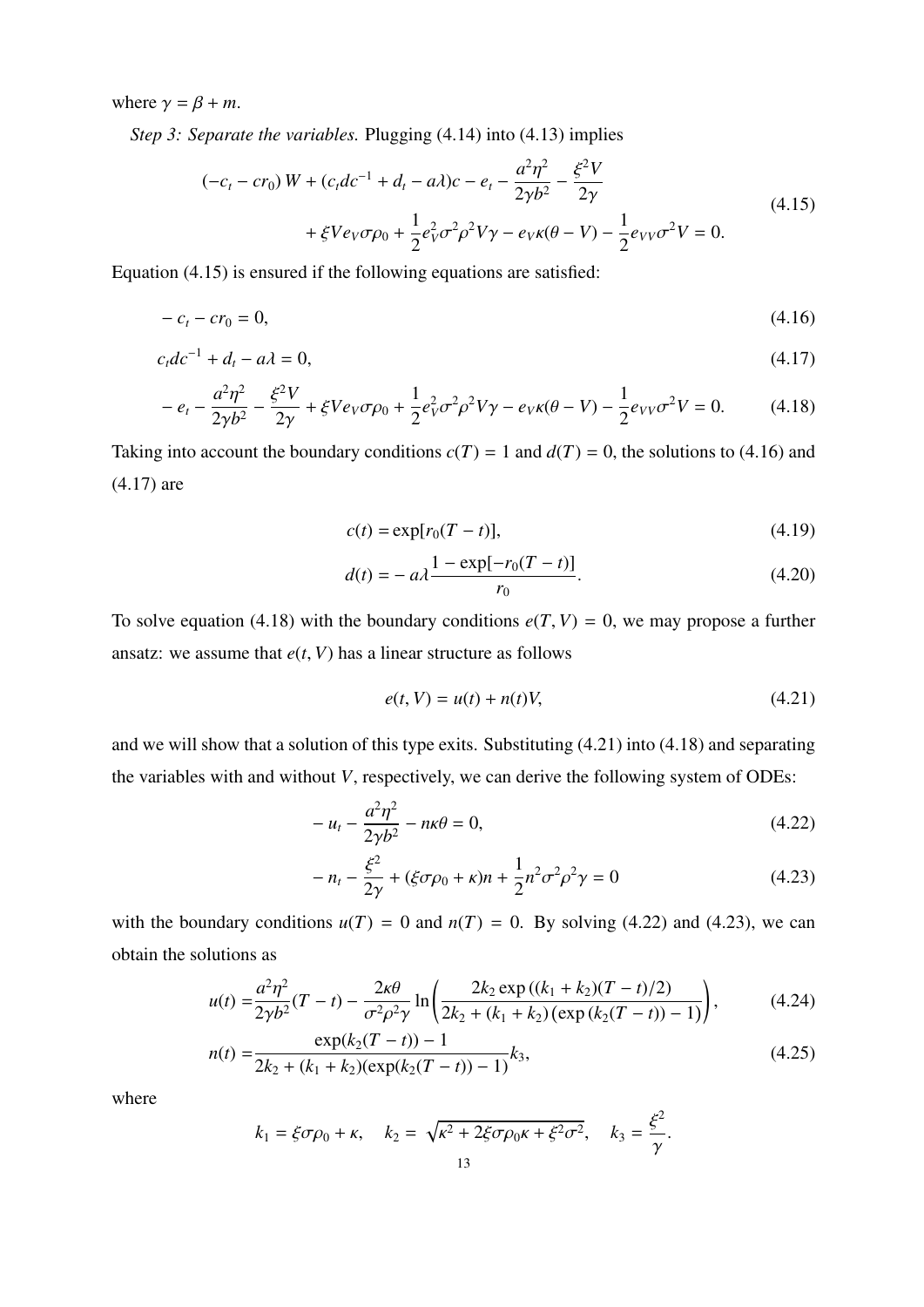where $\gamma = \beta + m$.

*Step 3: Separate the variables.* Plugging (4.14) into (4.13) implies

$$
\begin{aligned}
&(-c_t - cr_0)\, W + (c_t d c^{-1} + d_t - a\lambda)c - e_t - \frac{a^2\eta^2}{2\gamma b^2} - \frac{\xi^2 V}{2\gamma} \\
&\qquad + \xi V e_V \sigma\rho_0 + \frac{1}{2} e_V^2 \sigma^2 \rho^2 V \gamma - e_V \kappa(\theta - V) - \frac{1}{2} e_{VV} \sigma^2 V = 0.
\end{aligned}
\tag{4.15}
$$

Equation (4.15) is ensured if the following equations are satisfied:

$$
- c_t - cr_0 = 0, \tag{4.16}
$$

$$
c_t d c^{-1} + d_t - a\lambda = 0, \tag{4.17}
$$

$$
- e_t - \frac{a^2\eta^2}{2\gamma b^2} - \frac{\xi^2 V}{2\gamma} + \xi V e_V \sigma\rho_0 + \frac{1}{2} e_V^2 \sigma^2 \rho^2 V \gamma - e_V \kappa(\theta - V) - \frac{1}{2} e_{VV} \sigma^2 V = 0. \tag{4.18}
$$

Taking into account the boundary conditions $c(T) = 1$ and $d(T) = 0$, the solutions to (4.16) and (4.17) are

$$
c(t) = \exp[r_0(T - t)], \tag{4.19}
$$

$$
d(t) = - a\lambda \frac{1 - \exp[-r_0(T - t)]}{r_0}. \tag{4.20}
$$

To solve equation (4.18) with the boundary conditions $e(T, V) = 0$, we may propose a further ansatz: we assume that $e(t, V)$ has a linear structure as follows

$$
e(t, V) = u(t) + n(t)V, \tag{4.21}
$$

and we will show that a solution of this type exits. Substituting (4.21) into (4.18) and separating the variables with and without $V$, respectively, we can derive the following system of ODEs:

$$
- u_t - \frac{a^2\eta^2}{2\gamma b^2} - n\kappa\theta = 0, \tag{4.22}
$$

$$
- n_t - \frac{\xi^2}{2\gamma} + (\xi\sigma\rho_0 + \kappa)n + \frac{1}{2} n^2 \sigma^2 \rho^2 \gamma = 0 \tag{4.23}
$$

with the boundary conditions $u(T) = 0$ and $n(T) = 0$. By solving (4.22) and (4.23), we can obtain the solutions as

$$
u(t) = \frac{a^2\eta^2}{2\gamma b^2}(T - t) - \frac{2\kappa\theta}{\sigma^2\rho^2\gamma} \ln\left( \frac{2k_2 \exp\left((k_1 + k_2)(T - t)/2\right)}{2k_2 + (k_1 + k_2)\left(\exp\left(k_2(T - t)\right) - 1\right)} \right), \tag{4.24}
$$

$$
n(t) = \frac{\exp(k_2(T - t)) - 1}{2k_2 + (k_1 + k_2)(\exp(k_2(T - t)) - 1)} k_3, \tag{4.25}
$$

where

$$
k_1 = \xi\sigma\rho_0 + \kappa, \quad k_2 = \sqrt{\kappa^2 + 2\xi\sigma\rho_0\kappa + \xi^2\sigma^2}, \quad k_3 = \frac{\xi^2}{\gamma}.
$$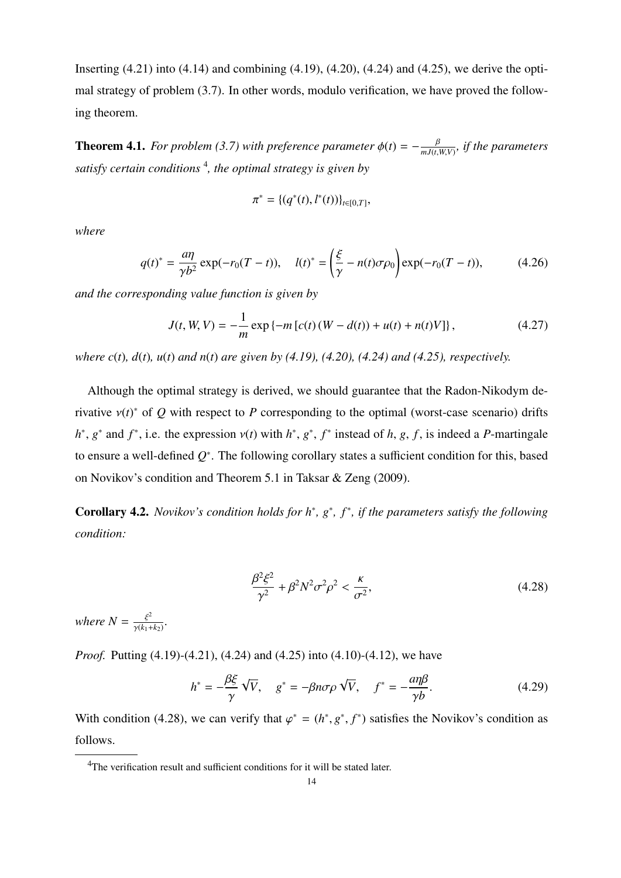Inserting (4.21) into (4.14) and combining (4.19), (4.20), (4.24) and (4.25), we derive the optimal strategy of problem (3.7). In other words, modulo verification, we have proved the following theorem.

**Theorem 4.1.** *For problem (3.7) with preference parameter $\phi(t) = -\frac{\beta}{mJ(t,W,V)}$, if the parameters satisfy certain conditions* [4]*, the optimal strategy is given by*

$$\pi^* = \{(q^*(t), l^*(t))\}_{t\in[0,T]},$$

*where*

$$q(t)^* = \frac{a\eta}{\gamma b^2}\exp(-r_0(T-t)), \quad l(t)^* = \left(\frac{\xi}{\gamma} - n(t)\sigma\rho_0\right)\exp(-r_0(T-t)), \tag{4.26}$$

*and the corresponding value function is given by*

$$J(t, W, V) = -\frac{1}{m}\exp\left\{-m\left[c(t)\left(W - d(t)\right) + u(t) + n(t)V\right]\right\}, \tag{4.27}$$

*where $c(t)$, $d(t)$, $u(t)$ and $n(t)$ are given by (4.19), (4.20), (4.24) and (4.25), respectively.*

Although the optimal strategy is derived, we should guarantee that the Radon-Nikodym derivative $\nu(t)^*$ of $Q$ with respect to $P$ corresponding to the optimal (worst-case scenario) drifts $h^*$, $g^*$ and $f^*$, i.e. the expression $\nu(t)$ with $h^*$, $g^*$, $f^*$ instead of $h$, $g$, $f$, is indeed a $P$-martingale to ensure a well-defined $Q^*$. The following corollary states a sufficient condition for this, based on Novikov's condition and Theorem 5.1 in Taksar & Zeng (2009).

**Corollary 4.2.** *Novikov's condition holds for $h^*$, $g^*$, $f^*$, if the parameters satisfy the following condition:*

$$\frac{\beta^2\xi^2}{\gamma^2} + \beta^2 N^2\sigma^2\rho^2 < \frac{\kappa}{\sigma^2}, \tag{4.28}$$

*where $N = \frac{\xi^2}{\gamma(k_1+k_2)}$.*

*Proof.* Putting (4.19)-(4.21), (4.24) and (4.25) into (4.10)-(4.12), we have

$$h^* = -\frac{\beta\xi}{\gamma}\sqrt{V}, \quad g^* = -\beta n\sigma\rho\sqrt{V}, \quad f^* = -\frac{a\eta\beta}{\gamma b}. \tag{4.29}$$

With condition (4.28), we can verify that $\varphi^* = (h^*, g^*, f^*)$ satisfies the Novikov's condition as follows.

---

[4] The verification result and sufficient conditions for it will be stated later.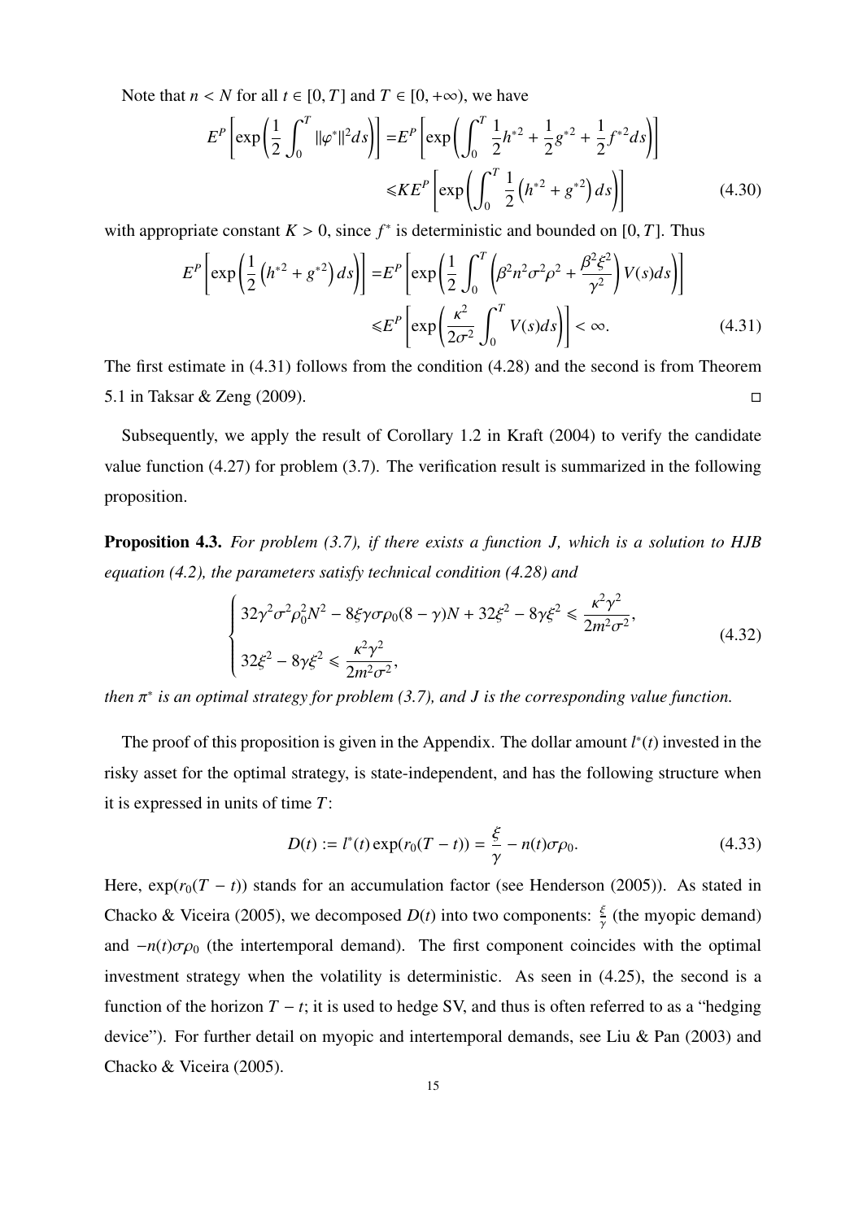Note that $n < N$ for all $t \in [0, T]$ and $T \in [0, +\infty)$, we have

$$
\begin{aligned}
E^P\left[\exp\left(\frac{1}{2}\int_0^T \|\varphi^*\|^2 ds\right)\right] =& E^P\left[\exp\left(\int_0^T \frac{1}{2}h^{*2} + \frac{1}{2}g^{*2} + \frac{1}{2}f^{*2} ds\right)\right] \\
\leqslant& K E^P\left[\exp\left(\int_0^T \frac{1}{2}\left(h^{*2} + g^{*2}\right) ds\right)\right]
\end{aligned}
\tag{4.30}
$$

with appropriate constant $K > 0$, since $f^*$ is deterministic and bounded on $[0, T]$. Thus

$$
\begin{aligned}
E^P\left[\exp\left(\frac{1}{2}\left(h^{*2} + g^{*2}\right) ds\right)\right] =& E^P\left[\exp\left(\frac{1}{2}\int_0^T \left(\beta^2 n^2 \sigma^2 \rho^2 + \frac{\beta^2 \xi^2}{\gamma^2}\right) V(s) ds\right)\right] \\
\leqslant& E^P\left[\exp\left(\frac{\kappa^2}{2\sigma^2}\int_0^T V(s) ds\right)\right] < \infty.
\end{aligned}
\tag{4.31}
$$

The first estimate in (4.31) follows from the condition (4.28) and the second is from Theorem 5.1 in Taksar & Zeng (2009). □

Subsequently, we apply the result of Corollary 1.2 in Kraft (2004) to verify the candidate value function (4.27) for problem (3.7). The verification result is summarized in the following proposition.

**Proposition 4.3.** *For problem (3.7), if there exists a function $J$, which is a solution to HJB equation (4.2), the parameters satisfy technical condition (4.28) and*

$$
\begin{cases}
32\gamma^2\sigma^2\rho_0^2 N^2 - 8\xi\gamma\sigma\rho_0(8-\gamma)N + 32\xi^2 - 8\gamma\xi^2 \leqslant \dfrac{\kappa^2\gamma^2}{2m^2\sigma^2}, \\
32\xi^2 - 8\gamma\xi^2 \leqslant \dfrac{\kappa^2\gamma^2}{2m^2\sigma^2},
\end{cases}
\tag{4.32}
$$

*then $\pi^*$ is an optimal strategy for problem (3.7), and $J$ is the corresponding value function.*

The proof of this proposition is given in the Appendix. The dollar amount $l^*(t)$ invested in the risky asset for the optimal strategy, is state-independent, and has the following structure when it is expressed in units of time $T$:

$$
D(t) := l^*(t)\exp(r_0(T-t)) = \frac{\xi}{\gamma} - n(t)\sigma\rho_0. \tag{4.33}
$$

Here, $\exp(r_0(T-t))$ stands for an accumulation factor (see Henderson (2005)). As stated in Chacko & Viceira (2005), we decomposed $D(t)$ into two components: $\frac{\xi}{\gamma}$ (the myopic demand) and $-n(t)\sigma\rho_0$ (the intertemporal demand). The first component coincides with the optimal investment strategy when the volatility is deterministic. As seen in (4.25), the second is a function of the horizon $T-t$; it is used to hedge SV, and thus is often referred to as a "hedging device"). For further detail on myopic and intertemporal demands, see Liu & Pan (2003) and Chacko & Viceira (2005).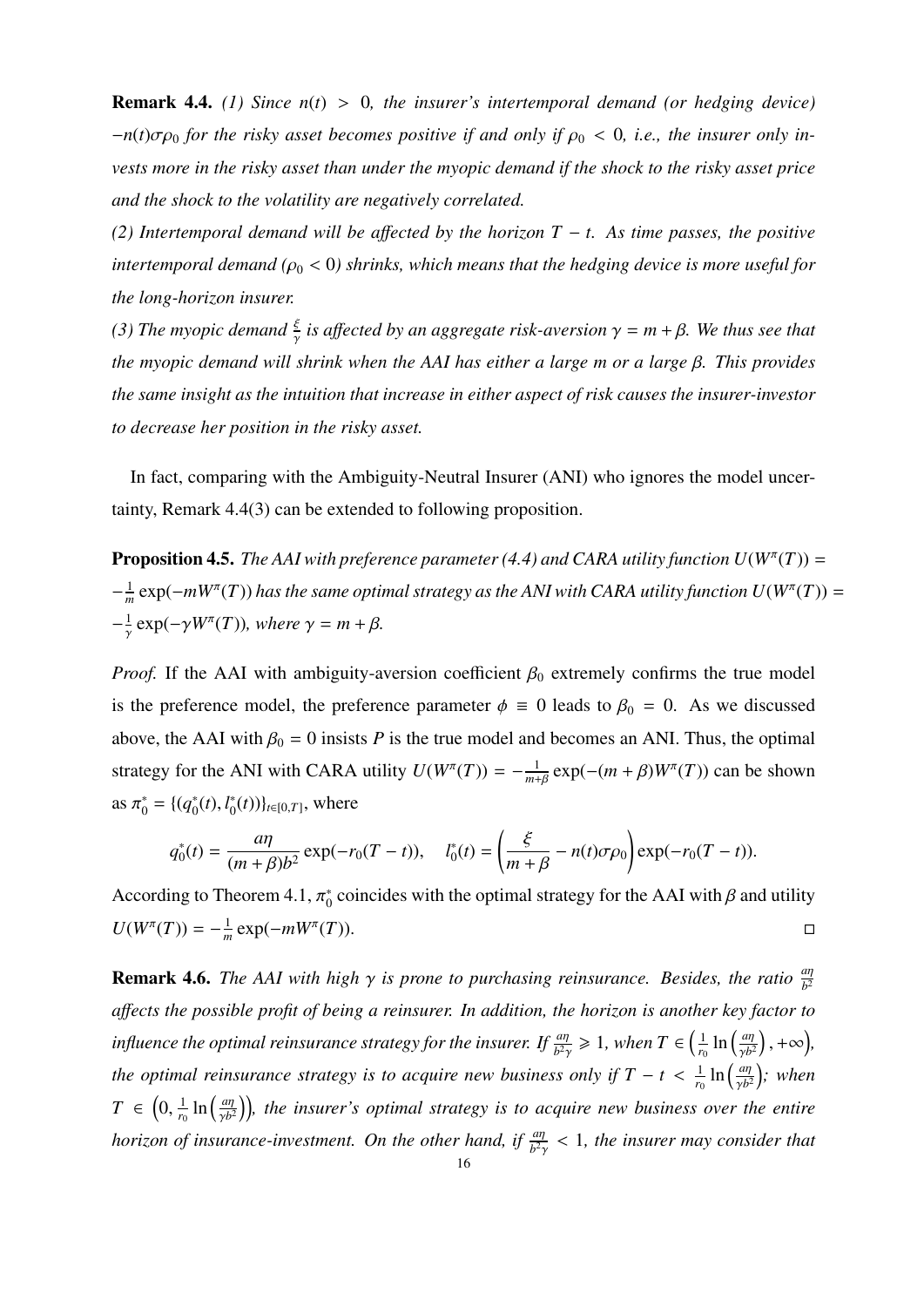**Remark 4.4.** *(1) Since $n(t) > 0$, the insurer's intertemporal demand (or hedging device) $-n(t)\sigma\rho_0$ for the risky asset becomes positive if and only if $\rho_0 < 0$, i.e., the insurer only invests more in the risky asset than under the myopic demand if the shock to the risky asset price and the shock to the volatility are negatively correlated.*

*(2) Intertemporal demand will be affected by the horizon $T - t$. As time passes, the positive intertemporal demand ($\rho_0 < 0$) shrinks, which means that the hedging device is more useful for the long-horizon insurer.*

*(3) The myopic demand $\frac{\xi}{\gamma}$ is affected by an aggregate risk-aversion $\gamma = m + \beta$. We thus see that the myopic demand will shrink when the AAI has either a large $m$ or a large $\beta$. This provides the same insight as the intuition that increase in either aspect of risk causes the insurer-investor to decrease her position in the risky asset.*

In fact, comparing with the Ambiguity-Neutral Insurer (ANI) who ignores the model uncertainty, Remark 4.4(3) can be extended to following proposition.

**Proposition 4.5.** *The AAI with preference parameter (4.4) and CARA utility function $U(W^\pi(T)) = -\frac{1}{m}\exp(-mW^\pi(T))$ has the same optimal strategy as the ANI with CARA utility function $U(W^\pi(T)) = -\frac{1}{\gamma}\exp(-\gamma W^\pi(T))$, where $\gamma = m + \beta$.*

*Proof.* If the AAI with ambiguity-aversion coefficient $\beta_0$ extremely confirms the true model is the preference model, the preference parameter $\phi \equiv 0$ leads to $\beta_0 = 0$. As we discussed above, the AAI with $\beta_0 = 0$ insists $P$ is the true model and becomes an ANI. Thus, the optimal strategy for the ANI with CARA utility $U(W^\pi(T)) = -\frac{1}{m+\beta}\exp(-(m+\beta)W^\pi(T))$ can be shown as $\pi_0^* = \{(q_0^*(t), l_0^*(t))\}_{t\in[0,T]}$, where

$$q_0^*(t) = \frac{a\eta}{(m+\beta)b^2}\exp(-r_0(T-t)), \quad l_0^*(t) = \left(\frac{\xi}{m+\beta} - n(t)\sigma\rho_0\right)\exp(-r_0(T-t)).$$

According to Theorem 4.1, $\pi_0^*$ coincides with the optimal strategy for the AAI with $\beta$ and utility $U(W^\pi(T)) = -\frac{1}{m}\exp(-mW^\pi(T))$. □

**Remark 4.6.** *The AAI with high $\gamma$ is prone to purchasing reinsurance. Besides, the ratio $\frac{a\eta}{b^2}$ affects the possible profit of being a reinsurer. In addition, the horizon is another key factor to influence the optimal reinsurance strategy for the insurer. If $\frac{a\eta}{b^2\gamma} \geqslant 1$, when $T \in \left(\frac{1}{r_0}\ln\left(\frac{a\eta}{\gamma b^2}\right), +\infty\right)$, the optimal reinsurance strategy is to acquire new business only if $T - t < \frac{1}{r_0}\ln\left(\frac{a\eta}{\gamma b^2}\right)$; when $T \in \left(0, \frac{1}{r_0}\ln\left(\frac{a\eta}{\gamma b^2}\right)\right)$, the insurer's optimal strategy is to acquire new business over the entire horizon of insurance-investment. On the other hand, if $\frac{a\eta}{b^2\gamma} < 1$, the insurer may consider that*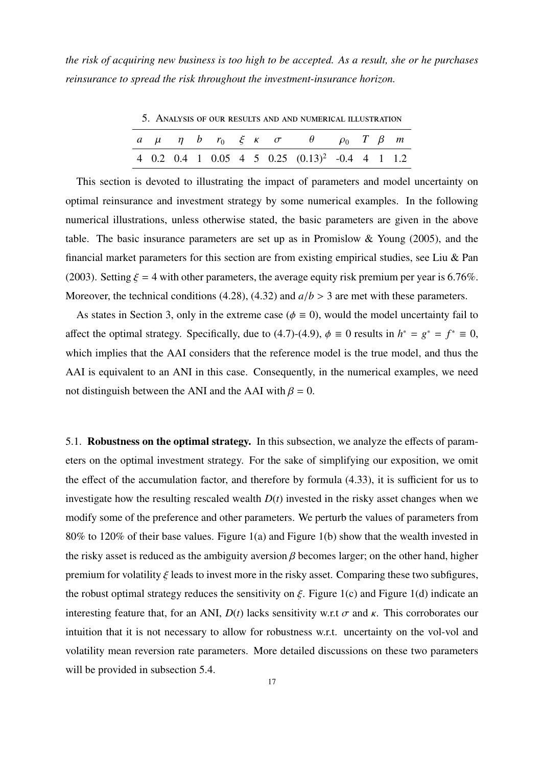*the risk of acquiring new business is too high to be accepted. As a result, she or he purchases reinsurance to spread the risk throughout the investment-insurance horizon.*

## 5. Analysis of our results and and numerical illustration

| $a$ | $\mu$ | $\eta$ | $b$ | $r_0$ | $\xi$ | $\kappa$ | $\sigma$ | $\theta$ | $\rho_0$ | $T$ | $\beta$ | $m$ |
|---|---|---|---|---|---|---|---|---|---|---|---|---|
| 4 | 0.2 | 0.4 | 1 | 0.05 | 4 | 5 | 0.25 | $(0.13)^2$ | -0.4 | 4 | 1 | 1.2 |

This section is devoted to illustrating the impact of parameters and model uncertainty on optimal reinsurance and investment strategy by some numerical examples. In the following numerical illustrations, unless otherwise stated, the basic parameters are given in the above table. The basic insurance parameters are set up as in Promislow & Young (2005), and the financial market parameters for this section are from existing empirical studies, see Liu & Pan (2003). Setting $\xi = 4$ with other parameters, the average equity risk premium per year is 6.76%. Moreover, the technical conditions (4.28), (4.32) and $a/b > 3$ are met with these parameters.

As states in Section 3, only in the extreme case ($\phi \equiv 0$), would the model uncertainty fail to affect the optimal strategy. Specifically, due to (4.7)-(4.9), $\phi \equiv 0$ results in $h^* = g^* = f^* \equiv 0$, which implies that the AAI considers that the reference model is the true model, and thus the AAI is equivalent to an ANI in this case. Consequently, in the numerical examples, we need not distinguish between the ANI and the AAI with $\beta = 0$.

5.1. **Robustness on the optimal strategy.** In this subsection, we analyze the effects of parameters on the optimal investment strategy. For the sake of simplifying our exposition, we omit the effect of the accumulation factor, and therefore by formula (4.33), it is sufficient for us to investigate how the resulting rescaled wealth $D(t)$ invested in the risky asset changes when we modify some of the preference and other parameters. We perturb the values of parameters from 80% to 120% of their base values. Figure 1(a) and Figure 1(b) show that the wealth invested in the risky asset is reduced as the ambiguity aversion $\beta$ becomes larger; on the other hand, higher premium for volatility $\xi$ leads to invest more in the risky asset. Comparing these two subfigures, the robust optimal strategy reduces the sensitivity on $\xi$. Figure 1(c) and Figure 1(d) indicate an interesting feature that, for an ANI, $D(t)$ lacks sensitivity w.r.t $\sigma$ and $\kappa$. This corroborates our intuition that it is not necessary to allow for robustness w.r.t. uncertainty on the vol-vol and volatility mean reversion rate parameters. More detailed discussions on these two parameters will be provided in subsection 5.4.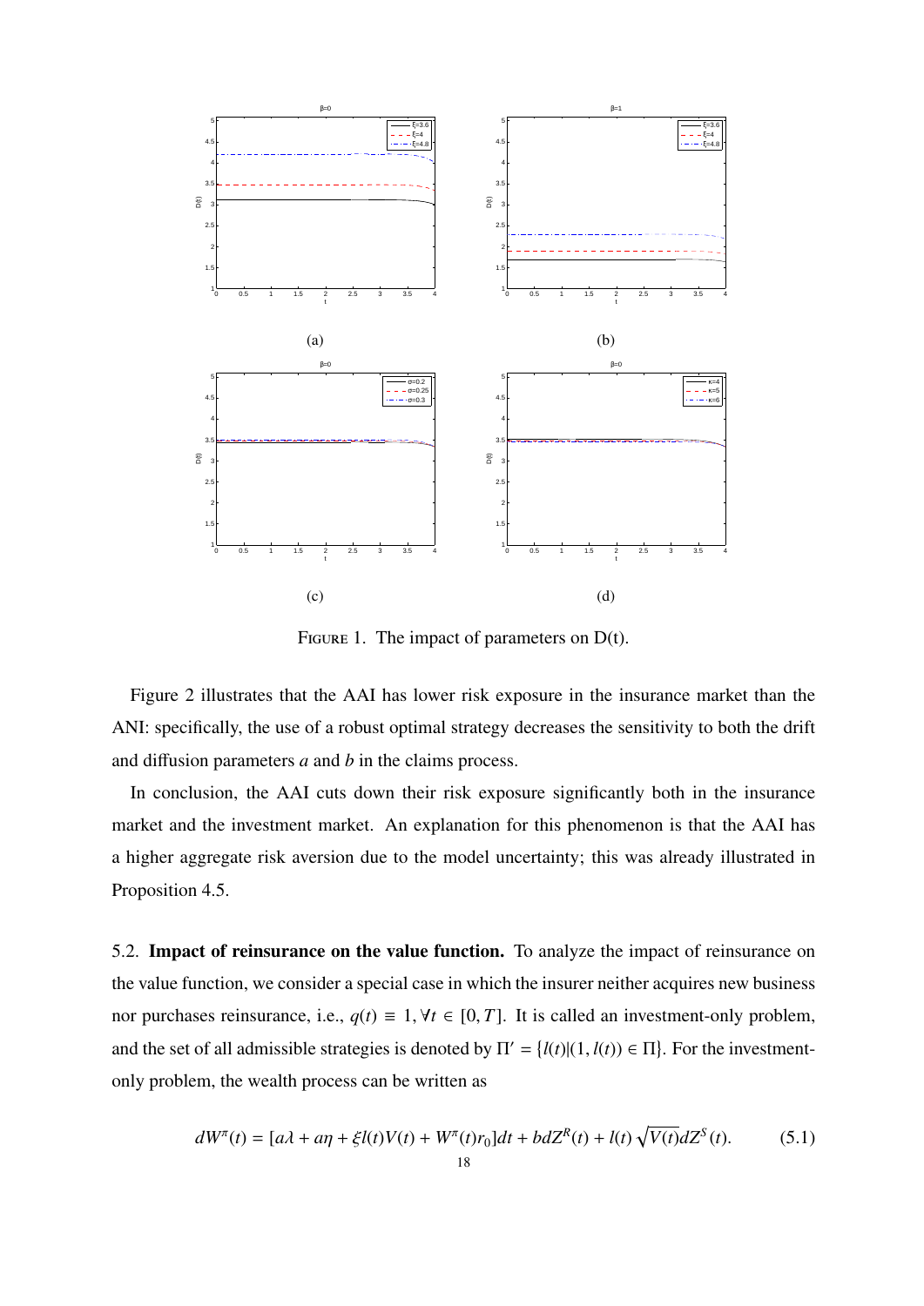(a) (b)

(c) (d)

FIGURE 1. The impact of parameters on D(t).

Figure 2 illustrates that the AAI has lower risk exposure in the insurance market than the ANI: specifically, the use of a robust optimal strategy decreases the sensitivity to both the drift and diffusion parameters $a$ and $b$ in the claims process.

In conclusion, the AAI cuts down their risk exposure significantly both in the insurance market and the investment market. An explanation for this phenomenon is that the AAI has a higher aggregate risk aversion due to the model uncertainty; this was already illustrated in Proposition 4.5.

5.2. **Impact of reinsurance on the value function.** To analyze the impact of reinsurance on the value function, we consider a special case in which the insurer neither acquires new business nor purchases reinsurance, i.e., $q(t) \equiv 1, \forall t \in [0, T]$. It is called an investment-only problem, and the set of all admissible strategies is denoted by $\Pi' = \{l(t) | (1, l(t)) \in \Pi\}$. For the investment-only problem, the wealth process can be written as

$$dW^{\pi}(t) = [a\lambda + a\eta + \xi l(t)V(t) + W^{\pi}(t)r_0]dt + bdZ^R(t) + l(t)\sqrt{V(t)}dZ^S(t). \tag{5.1}$$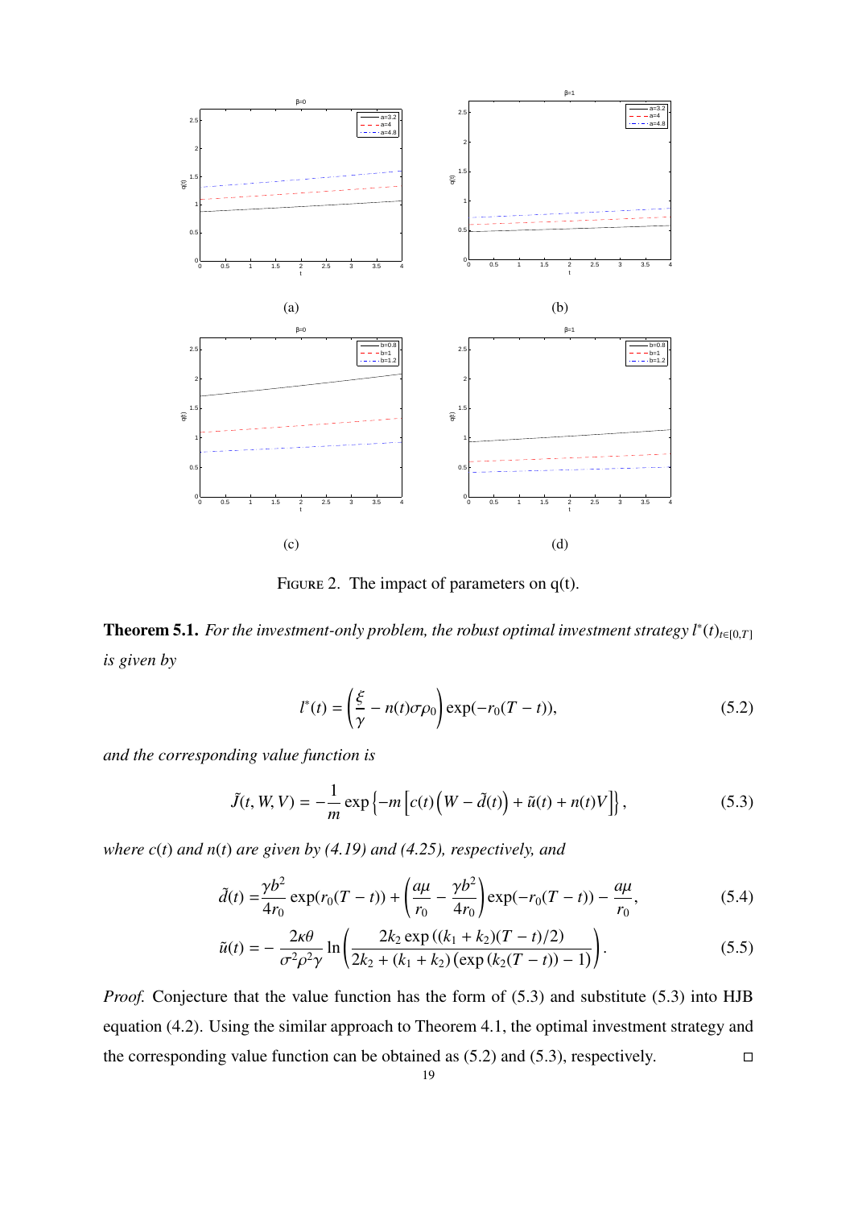FIGURE 2. The impact of parameters on q(t).

**Theorem 5.1.** *For the investment-only problem, the robust optimal investment strategy* $l^*(t)_{t\in[0,T]}$ *is given by*

$$l^*(t) = \left(\frac{\xi}{\gamma} - n(t)\sigma\rho_0\right)\exp(-r_0(T-t)), \tag{5.2}$$

*and the corresponding value function is*

$$\tilde{J}(t, W, V) = -\frac{1}{m}\exp\left\{-m\left[c(t)\left(W - \tilde{d}(t)\right) + \tilde{u}(t) + n(t)V\right]\right\}, \tag{5.3}$$

*where* $c(t)$ *and* $n(t)$ *are given by (4.19) and (4.25), respectively, and*

$$\tilde{d}(t) = \frac{\gamma b^2}{4r_0}\exp(r_0(T-t)) + \left(\frac{a\mu}{r_0} - \frac{\gamma b^2}{4r_0}\right)\exp(-r_0(T-t)) - \frac{a\mu}{r_0}, \tag{5.4}$$

$$\tilde{u}(t) = -\frac{2\kappa\theta}{\sigma^2\rho^2\gamma}\ln\left(\frac{2k_2\exp\left((k_1+k_2)(T-t)/2\right)}{2k_2 + (k_1+k_2)\left(\exp\left(k_2(T-t)\right) - 1\right)}\right). \tag{5.5}$$

*Proof.* Conjecture that the value function has the form of (5.3) and substitute (5.3) into HJB equation (4.2). Using the similar approach to Theorem 4.1, the optimal investment strategy and the corresponding value function can be obtained as (5.2) and (5.3), respectively. □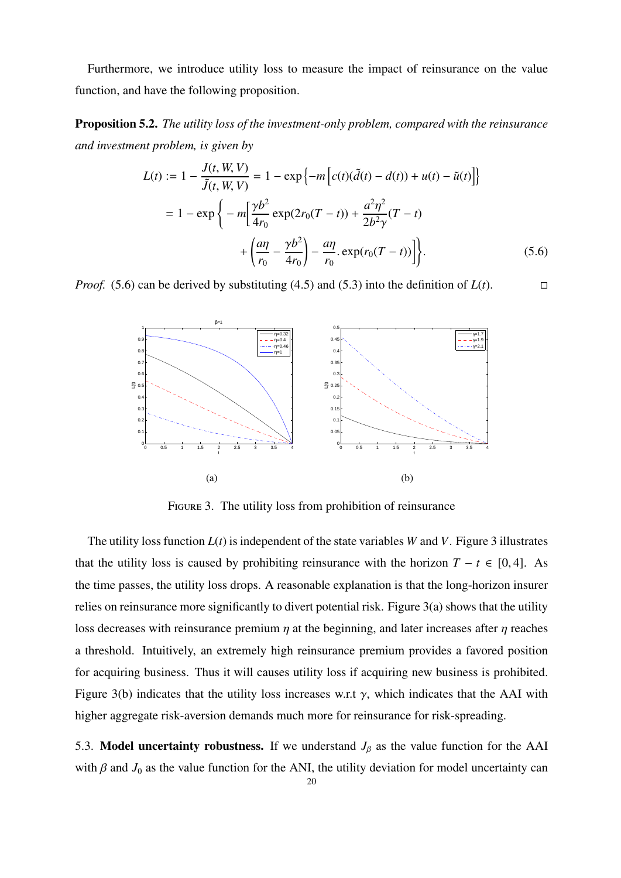Furthermore, we introduce utility loss to measure the impact of reinsurance on the value function, and have the following proposition.

**Proposition 5.2.** *The utility loss of the investment-only problem, compared with the reinsurance and investment problem, is given by*

$$
\begin{aligned}
L(t) &:= 1 - \frac{J(t,W,V)}{\tilde{J}(t,W,V)} = 1 - \exp\left\{-m\left[c(t)(\tilde{d}(t) - d(t)) + u(t) - \tilde{u}(t)\right]\right\} \\
&= 1 - \exp\bigg\{ - m\bigg[\frac{\gamma b^2}{4r_0}\exp(2r_0(T-t)) + \frac{a^2\eta^2}{2b^2\gamma}(T-t) \\
&\qquad + \left(\frac{a\eta}{r_0} - \frac{\gamma b^2}{4r_0}\right) - \frac{a\eta}{r_0}.\exp(r_0(T-t))\bigg]\bigg\}. \qquad (5.6)
\end{aligned}
$$

*Proof.* (5.6) can be derived by substituting (4.5) and (5.3) into the definition of $L(t)$. □

(a) (b)

FIGURE 3. The utility loss from prohibition of reinsurance

The utility loss function $L(t)$ is independent of the state variables $W$ and $V$. Figure 3 illustrates that the utility loss is caused by prohibiting reinsurance with the horizon $T - t \in [0, 4]$. As the time passes, the utility loss drops. A reasonable explanation is that the long-horizon insurer relies on reinsurance more significantly to divert potential risk. Figure 3(a) shows that the utility loss decreases with reinsurance premium $\eta$ at the beginning, and later increases after $\eta$ reaches a threshold. Intuitively, an extremely high reinsurance premium provides a favored position for acquiring business. Thus it will causes utility loss if acquiring new business is prohibited. Figure 3(b) indicates that the utility loss increases w.r.t $\gamma$, which indicates that the AAI with higher aggregate risk-aversion demands much more for reinsurance for risk-spreading.

5.3. **Model uncertainty robustness.** If we understand $J_\beta$ as the value function for the AAI with $\beta$ and $J_0$ as the value function for the ANI, the utility deviation for model uncertainty can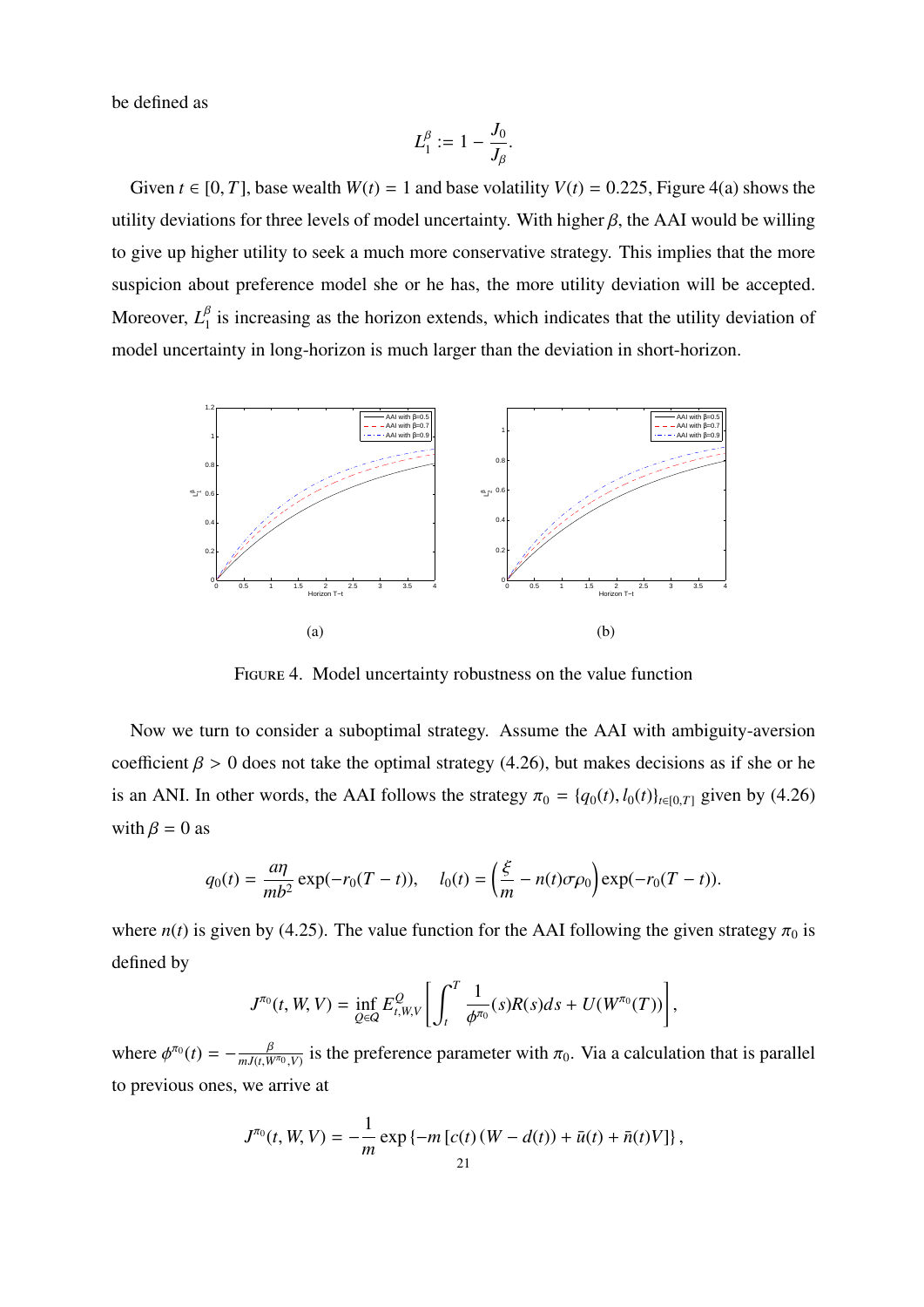be defined as

$$L_1^{\beta} := 1 - \frac{J_0}{J_\beta}.$$

Given $t \in [0, T]$, base wealth $W(t) = 1$ and base volatility $V(t) = 0.225$, Figure 4(a) shows the utility deviations for three levels of model uncertainty. With higher $\beta$, the AAI would be willing to give up higher utility to seek a much more conservative strategy. This implies that the more suspicion about preference model she or he has, the more utility deviation will be accepted. Moreover, $L_1^{\beta}$ is increasing as the horizon extends, which indicates that the utility deviation of model uncertainty in long-horizon is much larger than the deviation in short-horizon.

(a)

(b)

FIGURE 4. Model uncertainty robustness on the value function

Now we turn to consider a suboptimal strategy. Assume the AAI with ambiguity-aversion coefficient $\beta > 0$ does not take the optimal strategy (4.26), but makes decisions as if she or he is an ANI. In other words, the AAI follows the strategy $\pi_0 = \{q_0(t), l_0(t)\}_{t\in[0,T]}$ given by (4.26) with $\beta = 0$ as

$$q_0(t) = \frac{a\eta}{mb^2}\exp(-r_0(T-t)), \quad l_0(t) = \left(\frac{\xi}{m} - n(t)\sigma\rho_0\right)\exp(-r_0(T-t)).$$

where $n(t)$ is given by (4.25). The value function for the AAI following the given strategy $\pi_0$ is defined by

$$J^{\pi_0}(t, W, V) = \inf_{Q\in\mathcal{Q}} E^{Q}_{t,W,V}\left[\int_t^T \frac{1}{\phi^{\pi_0}}(s)R(s)ds + U(W^{\pi_0}(T))\right],$$

where $\phi^{\pi_0}(t) = -\frac{\beta}{mJ(t,W^{\pi_0},V)}$ is the preference parameter with $\pi_0$. Via a calculation that is parallel to previous ones, we arrive at

$$J^{\pi_0}(t, W, V) = -\frac{1}{m}\exp\left\{-m\left[c(t)\left(W - d(t)\right) + \bar{u}(t) + \bar{n}(t)V\right]\right\},$$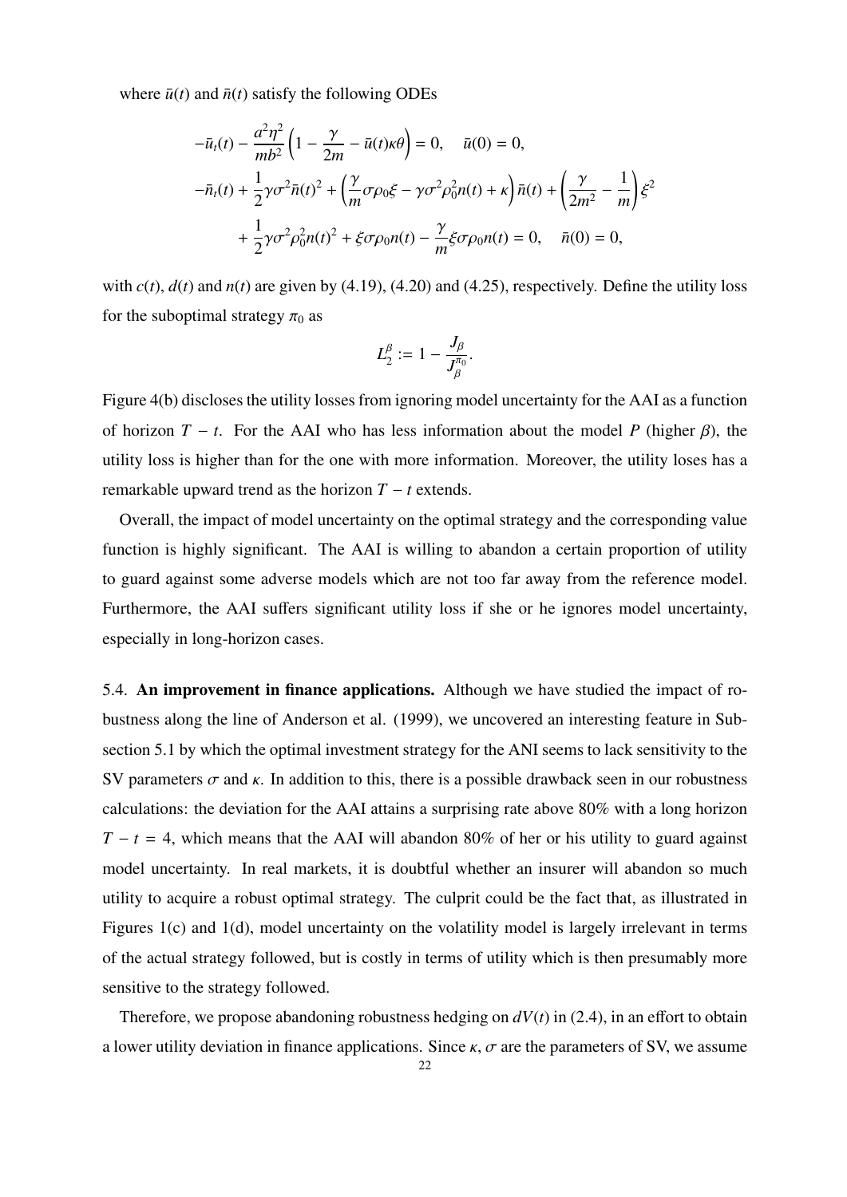where $\bar{u}(t)$ and $\bar{n}(t)$ satisfy the following ODEs

$$
\begin{aligned}
&-\bar{u}_t(t) - \frac{a^2\eta^2}{mb^2}\left(1 - \frac{\gamma}{2m} - \bar{u}(t)\kappa\theta\right) = 0, \quad \bar{u}(0) = 0, \\
&-\bar{n}_t(t) + \frac{1}{2}\gamma\sigma^2\bar{n}(t)^2 + \left(\frac{\gamma}{m}\sigma\rho_0\xi - \gamma\sigma^2\rho_0^2 n(t) + \kappa\right)\bar{n}(t) + \left(\frac{\gamma}{2m^2} - \frac{1}{m}\right)\xi^2 \\
&\qquad + \frac{1}{2}\gamma\sigma^2\rho_0^2 n(t)^2 + \xi\sigma\rho_0 n(t) - \frac{\gamma}{m}\xi\sigma\rho_0 n(t) = 0, \quad \bar{n}(0) = 0,
\end{aligned}
$$

with $c(t)$, $d(t)$ and $n(t)$ are given by (4.19), (4.20) and (4.25), respectively. Define the utility loss for the suboptimal strategy $\pi_0$ as

$$
L_2^\beta := 1 - \frac{J_\beta}{J_\beta^{\pi_0}}.
$$

Figure 4(b) discloses the utility losses from ignoring model uncertainty for the AAI as a function of horizon $T - t$. For the AAI who has less information about the model $P$ (higher $\beta$), the utility loss is higher than for the one with more information. Moreover, the utility loses has a remarkable upward trend as the horizon $T - t$ extends.

Overall, the impact of model uncertainty on the optimal strategy and the corresponding value function is highly significant. The AAI is willing to abandon a certain proportion of utility to guard against some adverse models which are not too far away from the reference model. Furthermore, the AAI suffers significant utility loss if she or he ignores model uncertainty, especially in long-horizon cases.

5.4. **An improvement in finance applications.** Although we have studied the impact of robustness along the line of Anderson et al. (1999), we uncovered an interesting feature in Subsection 5.1 by which the optimal investment strategy for the ANI seems to lack sensitivity to the SV parameters $\sigma$ and $\kappa$. In addition to this, there is a possible drawback seen in our robustness calculations: the deviation for the AAI attains a surprising rate above 80% with a long horizon $T - t = 4$, which means that the AAI will abandon 80% of her or his utility to guard against model uncertainty. In real markets, it is doubtful whether an insurer will abandon so much utility to acquire a robust optimal strategy. The culprit could be the fact that, as illustrated in Figures 1(c) and 1(d), model uncertainty on the volatility model is largely irrelevant in terms of the actual strategy followed, but is costly in terms of utility which is then presumably more sensitive to the strategy followed.

Therefore, we propose abandoning robustness hedging on $dV(t)$ in (2.4), in an effort to obtain a lower utility deviation in finance applications. Since $\kappa$, $\sigma$ are the parameters of SV, we assume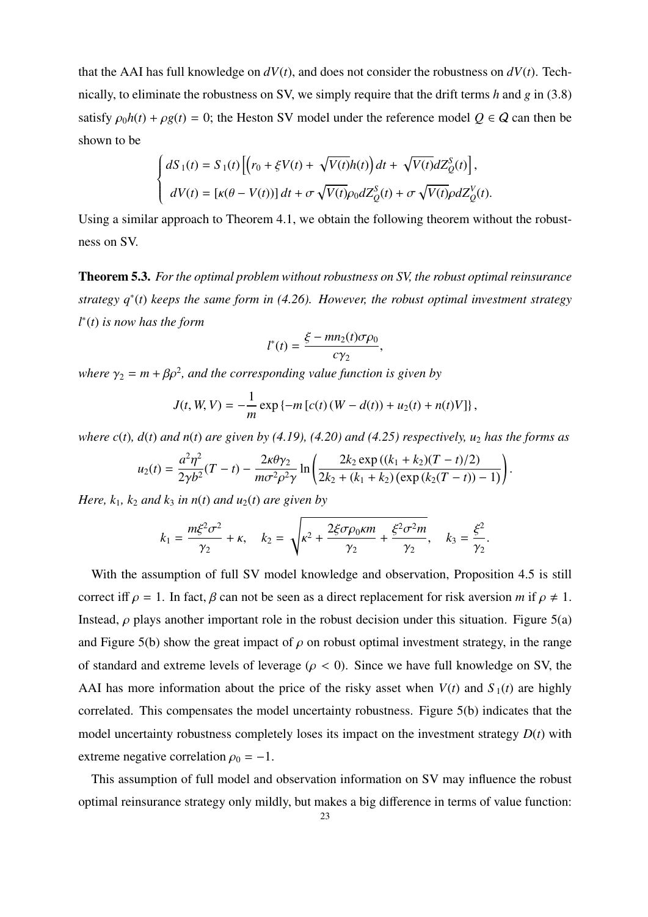that the AAI has full knowledge on $dV(t)$, and does not consider the robustness on $dV(t)$. Technically, to eliminate the robustness on SV, we simply require that the drift terms $h$ and $g$ in (3.8) satisfy $\rho_0 h(t) + \rho g(t) = 0$; the Heston SV model under the reference model $Q \in \mathcal{Q}$ can then be shown to be

$$
\begin{cases}
dS_1(t) = S_1(t)\left[\left(r_0 + \xi V(t) + \sqrt{V(t)}h(t)\right)dt + \sqrt{V(t)}dZ_Q^S(t)\right], \\
dV(t) = \left[\kappa(\theta - V(t))\right]dt + \sigma\sqrt{V(t)}\rho_0 dZ_Q^S(t) + \sigma\sqrt{V(t)}\rho dZ_Q^V(t).
\end{cases}
$$

Using a similar approach to Theorem 4.1, we obtain the following theorem without the robustness on SV.

**Theorem 5.3.** *For the optimal problem without robustness on SV, the robust optimal reinsurance strategy $q^*(t)$ keeps the same form in (4.26). However, the robust optimal investment strategy $l^*(t)$ is now has the form*

$$
l^*(t) = \frac{\xi - mn_2(t)\sigma\rho_0}{c\gamma_2},
$$

*where $\gamma_2 = m + \beta\rho^2$, and the corresponding value function is given by*

$$
J(t, W, V) = -\frac{1}{m}\exp\left\{-m\left[c(t)\left(W - d(t)\right) + u_2(t) + n(t)V\right]\right\},
$$

*where $c(t)$, $d(t)$ and $n(t)$ are given by (4.19), (4.20) and (4.25) respectively, $u_2$ has the forms as*

$$
u_2(t) = \frac{a^2\eta^2}{2\gamma b^2}(T - t) - \frac{2\kappa\theta\gamma_2}{m\sigma^2\rho^2\gamma}\ln\left(\frac{2k_2\exp\left((k_1 + k_2)(T - t)/2\right)}{2k_2 + (k_1 + k_2)\left(\exp\left(k_2(T - t)\right) - 1\right)}\right).
$$

*Here, $k_1$, $k_2$ and $k_3$ in $n(t)$ and $u_2(t)$ are given by*

$$
k_1 = \frac{m\xi^2\sigma^2}{\gamma_2} + \kappa, \quad k_2 = \sqrt{\kappa^2 + \frac{2\xi\sigma\rho_0\kappa m}{\gamma_2} + \frac{\xi^2\sigma^2 m}{\gamma_2}}, \quad k_3 = \frac{\xi^2}{\gamma_2}.
$$

With the assumption of full SV model knowledge and observation, Proposition 4.5 is still correct iff $\rho = 1$. In fact, $\beta$ can not be seen as a direct replacement for risk aversion $m$ if $\rho \neq 1$. Instead, $\rho$ plays another important role in the robust decision under this situation. Figure 5(a) and Figure 5(b) show the great impact of $\rho$ on robust optimal investment strategy, in the range of standard and extreme levels of leverage ($\rho < 0$). Since we have full knowledge on SV, the AAI has more information about the price of the risky asset when $V(t)$ and $S_1(t)$ are highly correlated. This compensates the model uncertainty robustness. Figure 5(b) indicates that the model uncertainty robustness completely loses its impact on the investment strategy $D(t)$ with extreme negative correlation $\rho_0 = -1$.

This assumption of full model and observation information on SV may influence the robust optimal reinsurance strategy only mildly, but makes a big difference in terms of value function: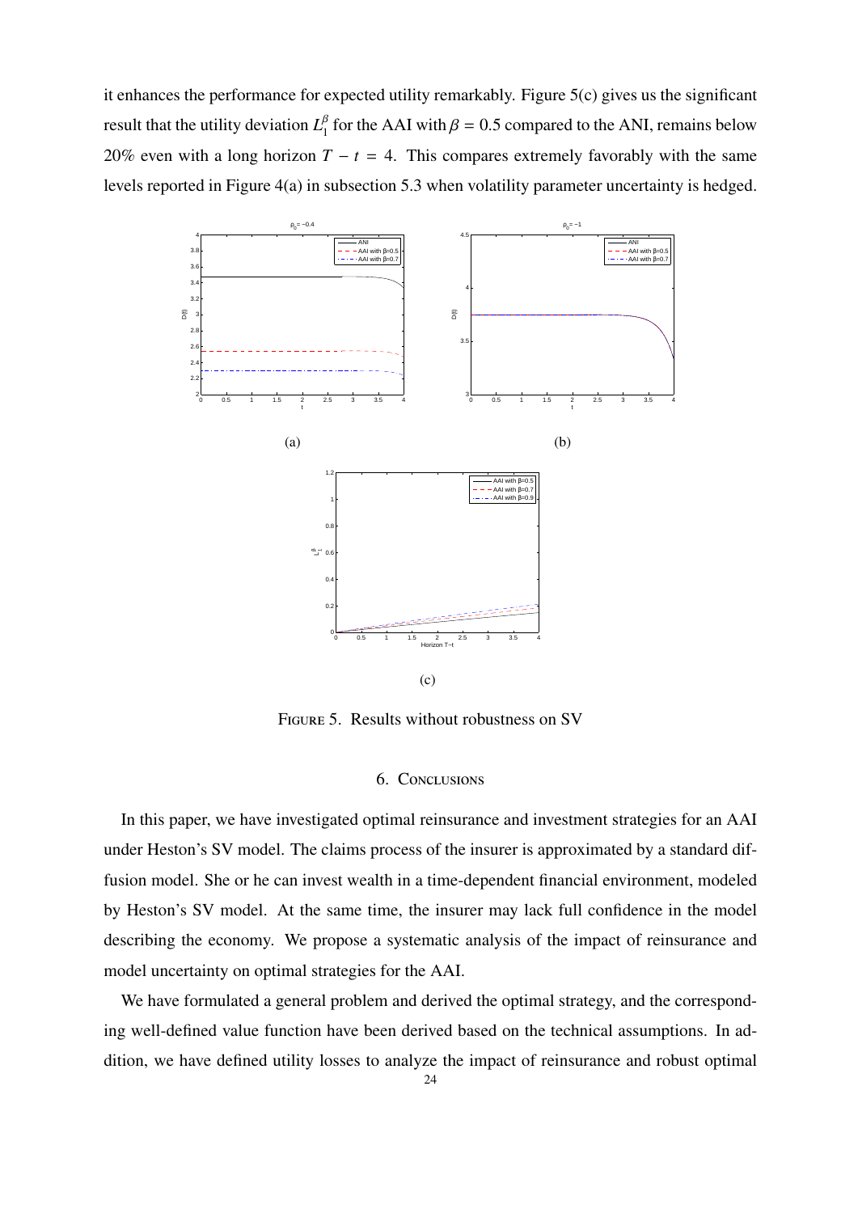it enhances the performance for expected utility remarkably. Figure 5(c) gives us the significant result that the utility deviation $L_1^\beta$ for the AAI with $\beta = 0.5$ compared to the ANI, remains below 20% even with a long horizon $T - t = 4$. This compares extremely favorably with the same levels reported in Figure 4(a) in subsection 5.3 when volatility parameter uncertainty is hedged.

(a)

(b)

(c)

FIGURE 5. Results without robustness on SV

## 6. CONCLUSIONS

In this paper, we have investigated optimal reinsurance and investment strategies for an AAI under Heston's SV model. The claims process of the insurer is approximated by a standard diffusion model. She or he can invest wealth in a time-dependent financial environment, modeled by Heston's SV model. At the same time, the insurer may lack full confidence in the model describing the economy. We propose a systematic analysis of the impact of reinsurance and model uncertainty on optimal strategies for the AAI.

We have formulated a general problem and derived the optimal strategy, and the corresponding well-defined value function have been derived based on the technical assumptions. In addition, we have defined utility losses to analyze the impact of reinsurance and robust optimal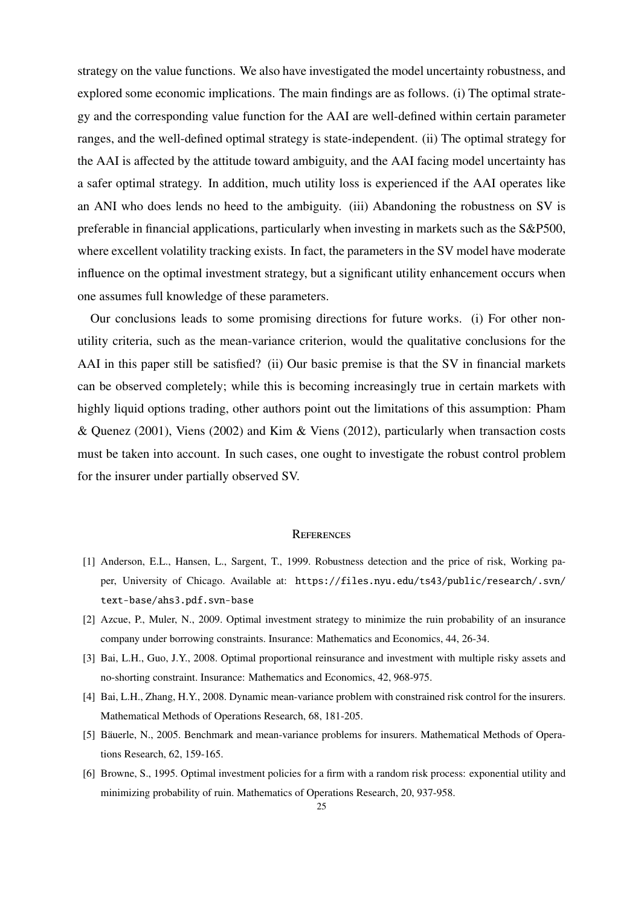strategy on the value functions. We also have investigated the model uncertainty robustness, and explored some economic implications. The main findings are as follows. (i) The optimal strategy and the corresponding value function for the AAI are well-defined within certain parameter ranges, and the well-defined optimal strategy is state-independent. (ii) The optimal strategy for the AAI is affected by the attitude toward ambiguity, and the AAI facing model uncertainty has a safer optimal strategy. In addition, much utility loss is experienced if the AAI operates like an ANI who does lends no heed to the ambiguity. (iii) Abandoning the robustness on SV is preferable in financial applications, particularly when investing in markets such as the S&P500, where excellent volatility tracking exists. In fact, the parameters in the SV model have moderate influence on the optimal investment strategy, but a significant utility enhancement occurs when one assumes full knowledge of these parameters.

Our conclusions leads to some promising directions for future works. (i) For other non-utility criteria, such as the mean-variance criterion, would the qualitative conclusions for the AAI in this paper still be satisfied? (ii) Our basic premise is that the SV in financial markets can be observed completely; while this is becoming increasingly true in certain markets with highly liquid options trading, other authors point out the limitations of this assumption: Pham & Quenez (2001), Viens (2002) and Kim & Viens (2012), particularly when transaction costs must be taken into account. In such cases, one ought to investigate the robust control problem for the insurer under partially observed SV.

## References

[1] Anderson, E.L., Hansen, L., Sargent, T., 1999. Robustness detection and the price of risk, Working paper, University of Chicago. Available at: https://files.nyu.edu/ts43/public/research/.svn/text-base/ahs3.pdf.svn-base

[2] Azcue, P., Muler, N., 2009. Optimal investment strategy to minimize the ruin probability of an insurance company under borrowing constraints. Insurance: Mathematics and Economics, 44, 26-34.

[3] Bai, L.H., Guo, J.Y., 2008. Optimal proportional reinsurance and investment with multiple risky assets and no-shorting constraint. Insurance: Mathematics and Economics, 42, 968-975.

[4] Bai, L.H., Zhang, H.Y., 2008. Dynamic mean-variance problem with constrained risk control for the insurers. Mathematical Methods of Operations Research, 68, 181-205.

[5] Bäuerle, N., 2005. Benchmark and mean-variance problems for insurers. Mathematical Methods of Operations Research, 62, 159-165.

[6] Browne, S., 1995. Optimal investment policies for a firm with a random risk process: exponential utility and minimizing probability of ruin. Mathematics of Operations Research, 20, 937-958.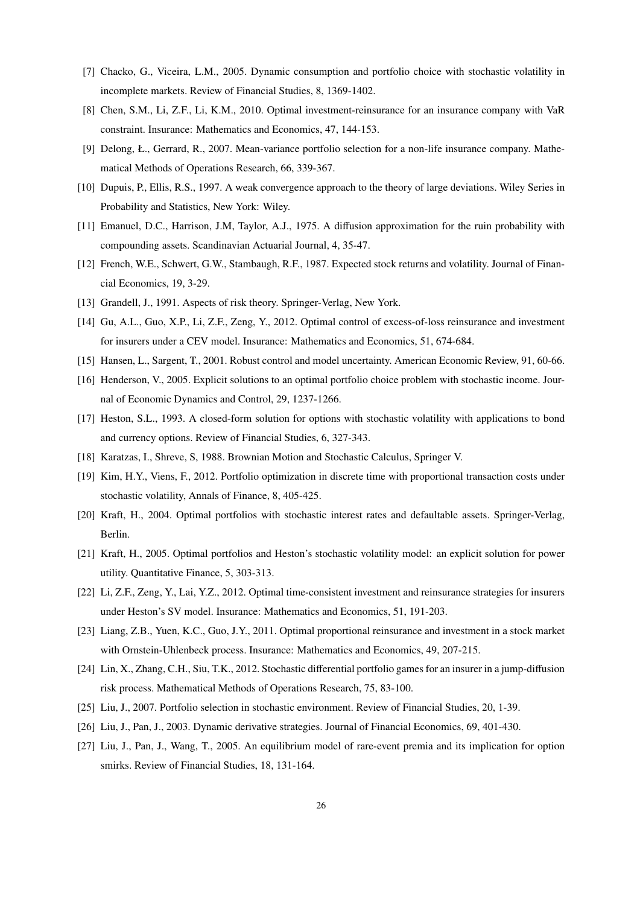[7] Chacko, G., Viceira, L.M., 2005. Dynamic consumption and portfolio choice with stochastic volatility in incomplete markets. Review of Financial Studies, 8, 1369-1402.

[8] Chen, S.M., Li, Z.F., Li, K.M., 2010. Optimal investment-reinsurance for an insurance company with VaR constraint. Insurance: Mathematics and Economics, 47, 144-153.

[9] Delong, Ł., Gerrard, R., 2007. Mean-variance portfolio selection for a non-life insurance company. Mathematical Methods of Operations Research, 66, 339-367.

[10] Dupuis, P., Ellis, R.S., 1997. A weak convergence approach to the theory of large deviations. Wiley Series in Probability and Statistics, New York: Wiley.

[11] Emanuel, D.C., Harrison, J.M, Taylor, A.J., 1975. A diffusion approximation for the ruin probability with compounding assets. Scandinavian Actuarial Journal, 4, 35-47.

[12] French, W.E., Schwert, G.W., Stambaugh, R.F., 1987. Expected stock returns and volatility. Journal of Financial Economics, 19, 3-29.

[13] Grandell, J., 1991. Aspects of risk theory. Springer-Verlag, New York.

[14] Gu, A.L., Guo, X.P., Li, Z.F., Zeng, Y., 2012. Optimal control of excess-of-loss reinsurance and investment for insurers under a CEV model. Insurance: Mathematics and Economics, 51, 674-684.

[15] Hansen, L., Sargent, T., 2001. Robust control and model uncertainty. American Economic Review, 91, 60-66.

[16] Henderson, V., 2005. Explicit solutions to an optimal portfolio choice problem with stochastic income. Journal of Economic Dynamics and Control, 29, 1237-1266.

[17] Heston, S.L., 1993. A closed-form solution for options with stochastic volatility with applications to bond and currency options. Review of Financial Studies, 6, 327-343.

[18] Karatzas, I., Shreve, S, 1988. Brownian Motion and Stochastic Calculus, Springer V.

[19] Kim, H.Y., Viens, F., 2012. Portfolio optimization in discrete time with proportional transaction costs under stochastic volatility, Annals of Finance, 8, 405-425.

[20] Kraft, H., 2004. Optimal portfolios with stochastic interest rates and defaultable assets. Springer-Verlag, Berlin.

[21] Kraft, H., 2005. Optimal portfolios and Heston's stochastic volatility model: an explicit solution for power utility. Quantitative Finance, 5, 303-313.

[22] Li, Z.F., Zeng, Y., Lai, Y.Z., 2012. Optimal time-consistent investment and reinsurance strategies for insurers under Heston's SV model. Insurance: Mathematics and Economics, 51, 191-203.

[23] Liang, Z.B., Yuen, K.C., Guo, J.Y., 2011. Optimal proportional reinsurance and investment in a stock market with Ornstein-Uhlenbeck process. Insurance: Mathematics and Economics, 49, 207-215.

[24] Lin, X., Zhang, C.H., Siu, T.K., 2012. Stochastic differential portfolio games for an insurer in a jump-diffusion risk process. Mathematical Methods of Operations Research, 75, 83-100.

[25] Liu, J., 2007. Portfolio selection in stochastic environment. Review of Financial Studies, 20, 1-39.

[26] Liu, J., Pan, J., 2003. Dynamic derivative strategies. Journal of Financial Economics, 69, 401-430.

[27] Liu, J., Pan, J., Wang, T., 2005. An equilibrium model of rare-event premia and its implication for option smirks. Review of Financial Studies, 18, 131-164.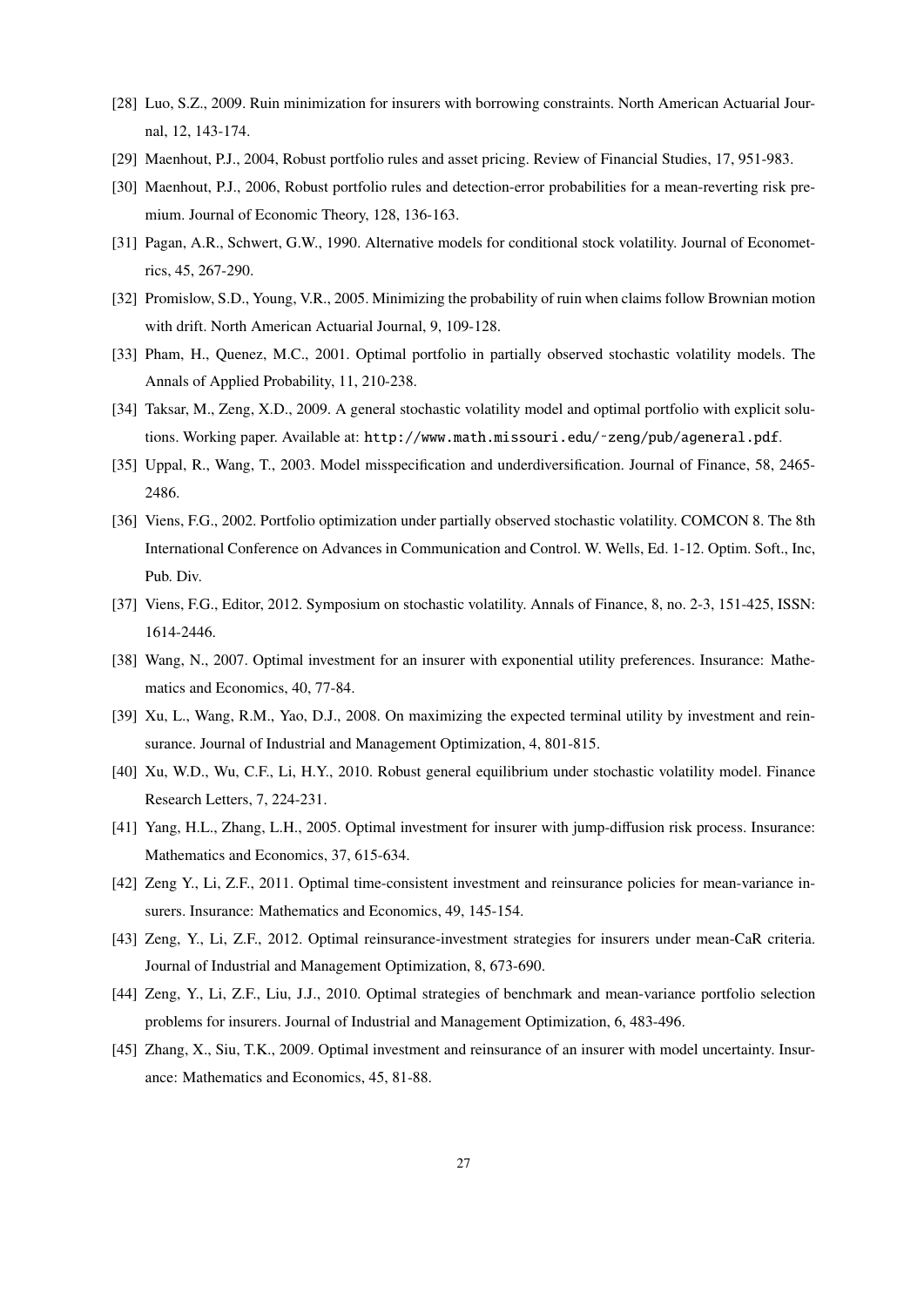[28] Luo, S.Z., 2009. Ruin minimization for insurers with borrowing constraints. North American Actuarial Journal, 12, 143-174.

[29] Maenhout, P.J., 2004, Robust portfolio rules and asset pricing. Review of Financial Studies, 17, 951-983.

[30] Maenhout, P.J., 2006, Robust portfolio rules and detection-error probabilities for a mean-reverting risk premium. Journal of Economic Theory, 128, 136-163.

[31] Pagan, A.R., Schwert, G.W., 1990. Alternative models for conditional stock volatility. Journal of Econometrics, 45, 267-290.

[32] Promislow, S.D., Young, V.R., 2005. Minimizing the probability of ruin when claims follow Brownian motion with drift. North American Actuarial Journal, 9, 109-128.

[33] Pham, H., Quenez, M.C., 2001. Optimal portfolio in partially observed stochastic volatility models. The Annals of Applied Probability, 11, 210-238.

[34] Taksar, M., Zeng, X.D., 2009. A general stochastic volatility model and optimal portfolio with explicit solutions. Working paper. Available at: http://www.math.missouri.edu/~zeng/pub/ageneral.pdf.

[35] Uppal, R., Wang, T., 2003. Model misspecification and underdiversification. Journal of Finance, 58, 2465-2486.

[36] Viens, F.G., 2002. Portfolio optimization under partially observed stochastic volatility. COMCON 8. The 8th International Conference on Advances in Communication and Control. W. Wells, Ed. 1-12. Optim. Soft., Inc, Pub. Div.

[37] Viens, F.G., Editor, 2012. Symposium on stochastic volatility. Annals of Finance, 8, no. 2-3, 151-425, ISSN: 1614-2446.

[38] Wang, N., 2007. Optimal investment for an insurer with exponential utility preferences. Insurance: Mathematics and Economics, 40, 77-84.

[39] Xu, L., Wang, R.M., Yao, D.J., 2008. On maximizing the expected terminal utility by investment and reinsurance. Journal of Industrial and Management Optimization, 4, 801-815.

[40] Xu, W.D., Wu, C.F., Li, H.Y., 2010. Robust general equilibrium under stochastic volatility model. Finance Research Letters, 7, 224-231.

[41] Yang, H.L., Zhang, L.H., 2005. Optimal investment for insurer with jump-diffusion risk process. Insurance: Mathematics and Economics, 37, 615-634.

[42] Zeng Y., Li, Z.F., 2011. Optimal time-consistent investment and reinsurance policies for mean-variance insurers. Insurance: Mathematics and Economics, 49, 145-154.

[43] Zeng, Y., Li, Z.F., 2012. Optimal reinsurance-investment strategies for insurers under mean-CaR criteria. Journal of Industrial and Management Optimization, 8, 673-690.

[44] Zeng, Y., Li, Z.F., Liu, J.J., 2010. Optimal strategies of benchmark and mean-variance portfolio selection problems for insurers. Journal of Industrial and Management Optimization, 6, 483-496.

[45] Zhang, X., Siu, T.K., 2009. Optimal investment and reinsurance of an insurer with model uncertainty. Insurance: Mathematics and Economics, 45, 81-88.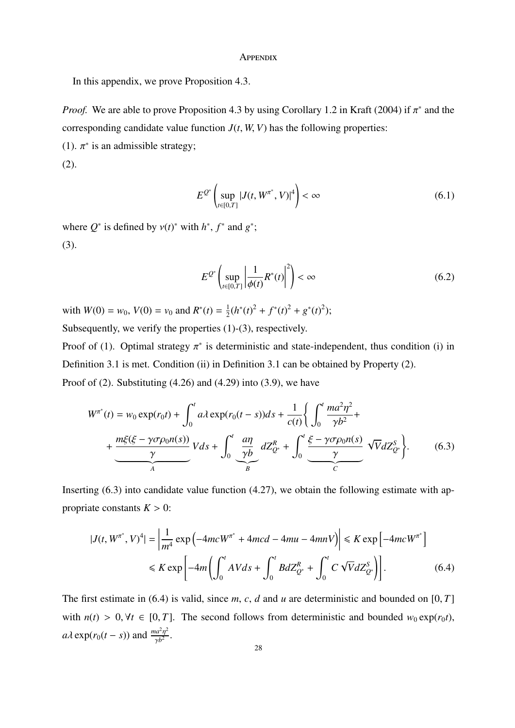## Appendix

In this appendix, we prove Proposition 4.3.

*Proof.* We are able to prove Proposition 4.3 by using Corollary 1.2 in Kraft (2004) if $\pi^*$ and the corresponding candidate value function $J(t, W, V)$ has the following properties:

(1). $\pi^*$ is an admissible strategy;

(2).

$$
E^{Q^*}\left(\sup_{t\in[0,T]}|J(t,W^{\pi^*},V)|^4\right)<\infty \tag{6.1}
$$

where $Q^*$ is defined by $\nu(t)^*$ with $h^*$, $f^*$ and $g^*$;

(3).

$$
E^{Q^*}\left(\sup_{t\in[0,T]}\left|\frac{1}{\phi(t)}R^*(t)\right|^2\right)<\infty \tag{6.2}
$$

with $W(0)=w_0$, $V(0)=v_0$ and $R^*(t)=\frac{1}{2}(h^*(t)^2+f^*(t)^2+g^*(t)^2)$;

Subsequently, we verify the properties (1)-(3), respectively.

Proof of (1). Optimal strategy $\pi^*$ is deterministic and state-independent, thus condition (i) in Definition 3.1 is met. Condition (ii) in Definition 3.1 can be obtained by Property (2).

Proof of (2). Substituting (4.26) and (4.29) into (3.9), we have

$$
\begin{aligned}
W^{\pi^*}(t) &= w_0\exp(r_0t)+\int_0^t a\lambda\exp(r_0(t-s))ds+\frac{1}{c(t)}\left\{\int_0^t \frac{ma^2\eta^2}{\gamma b^2}+\right.\\
&\quad\left.+\underbrace{\frac{m\xi(\xi-\gamma\sigma\rho_0n(s))}{\gamma}}_{A}Vds+\int_0^t\underbrace{\frac{a\eta}{\gamma b}}_{B}dZ^R_{Q^*}+\int_0^t\underbrace{\frac{\xi-\gamma\sigma\rho_0n(s)}{\gamma}}_{C}\sqrt{V}dZ^S_{Q^*}\right\}.
\end{aligned} \tag{6.3}
$$

Inserting (6.3) into candidate value function (4.27), we obtain the following estimate with appropriate constants $K>0$:

$$
\begin{aligned}
|J(t,W^{\pi^*},V)^4| &= \left|\frac{1}{m^4}\exp\left(-4mcW^{\pi^*}+4mcd-4mu-4mnV\right)\right|\leqslant K\exp\left[-4mcW^{\pi^*}\right]\\
&\leqslant K\exp\left[-4m\left(\int_0^t AVds+\int_0^t BdZ^R_{Q^*}+\int_0^t C\sqrt{V}dZ^S_{Q^*}\right)\right].
\end{aligned} \tag{6.4}
$$

The first estimate in (6.4) is valid, since $m$, $c$, $d$ and $u$ are deterministic and bounded on $[0,T]$ with $n(t)>0, \forall t\in[0,T]$. The second follows from deterministic and bounded $w_0\exp(r_0t)$, $a\lambda\exp(r_0(t-s))$ and $\frac{ma^2\eta^2}{\gamma b^2}$.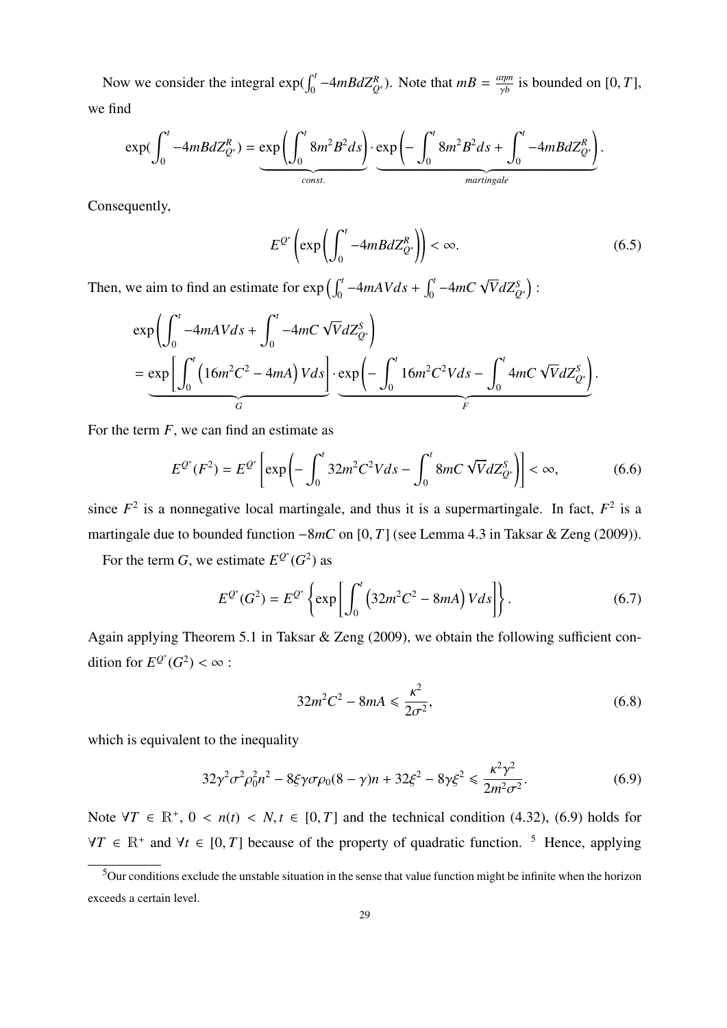Now we consider the integral $\exp(\int_0^t -4mBdZ^R_{Q^*})$. Note that $mB = \frac{a\eta m}{\gamma b}$ is bounded on $[0, T]$, we find

$$\exp(\int_0^t -4mBdZ^R_{Q^*}) = \underbrace{\exp\left(\int_0^t 8m^2B^2 ds\right)}_{const.} \cdot \underbrace{\exp\left(-\int_0^t 8m^2B^2 ds + \int_0^t -4mBdZ^R_{Q^*}\right)}_{martingale}.$$

Consequently,

$$E^{Q^*}\left(\exp\left(\int_0^t -4mBdZ^R_{Q^*}\right)\right) < \infty. \tag{6.5}$$

Then, we aim to find an estimate for $\exp\left(\int_0^t -4mAVds + \int_0^t -4mC\sqrt{V}dZ^S_{Q^*}\right)$ :

$$\begin{aligned}
&\exp\left(\int_0^t -4mAVds + \int_0^t -4mC\sqrt{V}dZ^S_{Q^*}\right) \\
&= \underbrace{\exp\left[\int_0^t \left(16m^2C^2 - 4mA\right)Vds\right]}_{G} \cdot \underbrace{\exp\left(-\int_0^t 16m^2C^2Vds - \int_0^t 4mC\sqrt{V}dZ^S_{Q^*}\right)}_{F}.
\end{aligned}$$

For the term $F$, we can find an estimate as

$$E^{Q^*}(F^2) = E^{Q^*}\left[\exp\left(-\int_0^t 32m^2C^2Vds - \int_0^t 8mC\sqrt{V}dZ^S_{Q^*}\right)\right] < \infty, \tag{6.6}$$

since $F^2$ is a nonnegative local martingale, and thus it is a supermartingale. In fact, $F^2$ is a martingale due to bounded function $-8mC$ on $[0, T]$ (see Lemma 4.3 in Taksar & Zeng (2009)).

For the term $G$, we estimate $E^{Q^*}(G^2)$ as

$$E^{Q^*}(G^2) = E^{Q^*}\left\{\exp\left[\int_0^t \left(32m^2C^2 - 8mA\right)Vds\right]\right\}. \tag{6.7}$$

Again applying Theorem 5.1 in Taksar & Zeng (2009), we obtain the following sufficient condition for $E^{Q^*}(G^2) < \infty$ :

$$32m^2C^2 - 8mA \leqslant \frac{\kappa^2}{2\sigma^2}, \tag{6.8}$$

which is equivalent to the inequality

$$32\gamma^2\sigma^2\rho_0^2n^2 - 8\xi\gamma\sigma\rho_0(8-\gamma)n + 32\xi^2 - 8\gamma\xi^2 \leqslant \frac{\kappa^2\gamma^2}{2m^2\sigma^2}. \tag{6.9}$$

Note $\forall T \in \mathbb{R}^+$, $0 < n(t) < N, t \in [0, T]$ and the technical condition (4.32), (6.9) holds for $\forall T \in \mathbb{R}^+$ and $\forall t \in [0, T]$ because of the property of quadratic function. [5] Hence, applying

[5] Our conditions exclude the unstable situation in the sense that value function might be infinite when the horizon exceeds a certain level.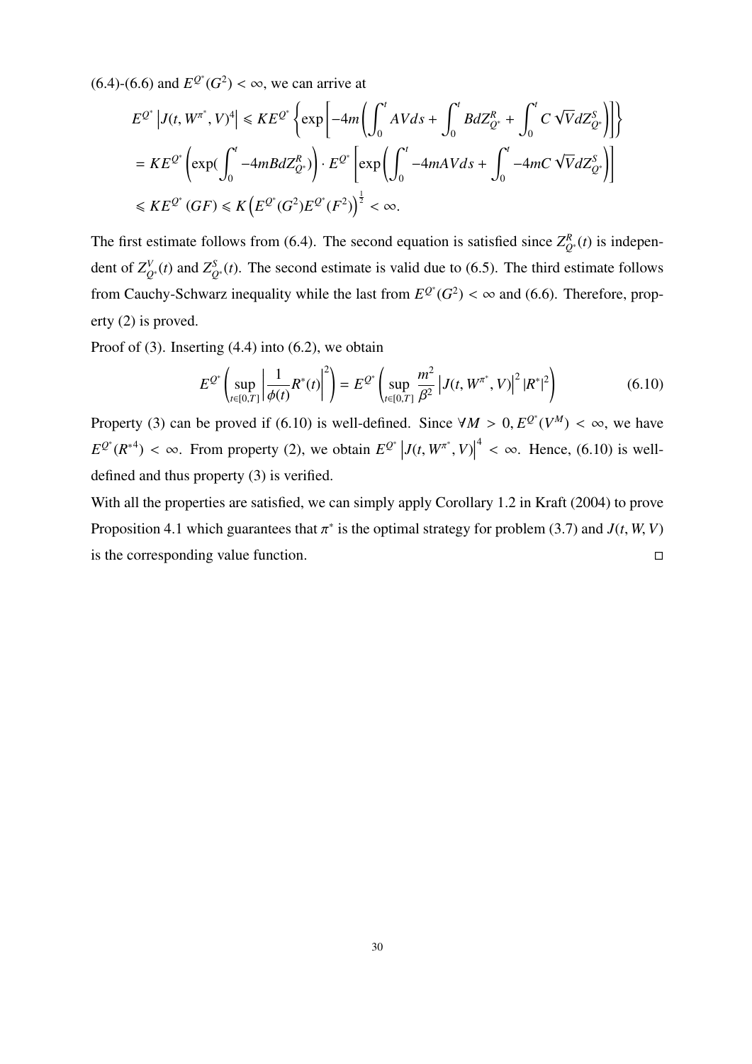(6.4)-(6.6) and $E^{Q^*}(G^2) < \infty$, we can arrive at

$$
\begin{aligned}
E^{Q^*}\left|J(t, W^{\pi^*}, V)^4\right| &\leqslant KE^{Q^*}\left\{\exp\left[-4m\left(\int_0^t AVds + \int_0^t BdZ_{Q^*}^R + \int_0^t C\sqrt{V}dZ_{Q^*}^S\right)\right]\right\} \\
&= KE^{Q^*}\left(\exp(\int_0^t -4mBdZ_{Q^*}^R)\right) \cdot E^{Q^*}\left[\exp\left(\int_0^t -4mAVds + \int_0^t -4mC\sqrt{V}dZ_{Q^*}^S\right)\right] \\
&\leqslant KE^{Q^*}(GF) \leqslant K\left(E^{Q^*}(G^2)E^{Q^*}(F^2)\right)^{\frac{1}{2}} < \infty.
\end{aligned}
$$

The first estimate follows from (6.4). The second equation is satisfied since $Z_{Q^*}^R(t)$ is independent of $Z_{Q^*}^V(t)$ and $Z_{Q^*}^S(t)$. The second estimate is valid due to (6.5). The third estimate follows from Cauchy-Schwarz inequality while the last from $E^{Q^*}(G^2) < \infty$ and (6.6). Therefore, property (2) is proved.

Proof of (3). Inserting (4.4) into (6.2), we obtain

$$
E^{Q^*}\left(\sup_{t\in[0,T]}\left|\frac{1}{\phi(t)}R^*(t)\right|^2\right) = E^{Q^*}\left(\sup_{t\in[0,T]}\frac{m^2}{\beta^2}\left|J(t, W^{\pi^*}, V)\right|^2 |R^*|^2\right) \tag{6.10}
$$

Property (3) can be proved if (6.10) is well-defined. Since $\forall M > 0, E^{Q^*}(V^M) < \infty$, we have $E^{Q^*}(R^{*4}) < \infty$. From property (2), we obtain $E^{Q^*}\left|J(t, W^{\pi^*}, V)\right|^4 < \infty$. Hence, (6.10) is well-defined and thus property (3) is verified.

With all the properties are satisfied, we can simply apply Corollary 1.2 in Kraft (2004) to prove Proposition 4.1 which guarantees that $\pi^*$ is the optimal strategy for problem (3.7) and $J(t, W, V)$ is the corresponding value function. □